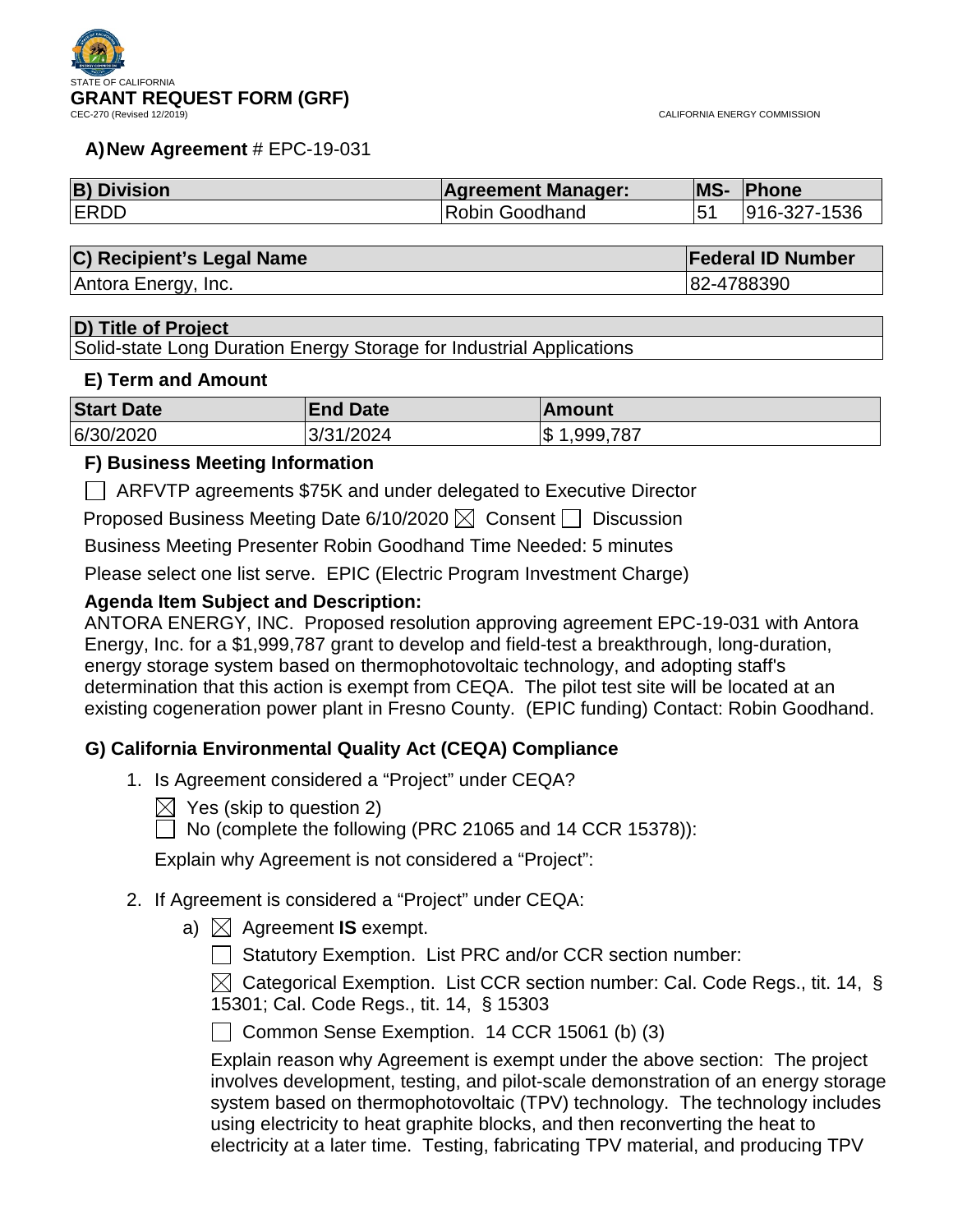STATE OF CALIFORNIA

# GRANT REQUEST FORM (GRF)

CEC-270 (Revised 12/2019)

CALIFORNIA ENERGY COMMISSION

## A) New Agreement # EPC-19-031

| B) Division | Agreement Manager: | MS- | Phone |
|---|---|---|---|
| ERDD | Robin Goodhand | 51 | 916-327-1536 |

| C) Recipient's Legal Name | Federal ID Number |
|---|---|
| Antora Energy, Inc. | 82-4788390 |

| D) Title of Project |
|---|
| Solid-state Long Duration Energy Storage for Industrial Applications |

### E) Term and Amount

| Start Date | End Date | Amount |
|---|---|---|
| 6/30/2020 | 3/31/2024 | $ 1,999,787 |

### F) Business Meeting Information

☐ ARFVTP agreements $75K and under delegated to Executive Director

Proposed Business Meeting Date 6/10/2020 ☒ Consent ☐ Discussion

Business Meeting Presenter Robin Goodhand Time Needed: 5 minutes

Please select one list serve. EPIC (Electric Program Investment Charge)

**Agenda Item Subject and Description:**

ANTORA ENERGY, INC. Proposed resolution approving agreement EPC-19-031 with Antora Energy, Inc. for a $1,999,787 grant to develop and field-test a breakthrough, long-duration, energy storage system based on thermophotovoltaic technology, and adopting staff's determination that this action is exempt from CEQA. The pilot test site will be located at an existing cogeneration power plant in Fresno County. (EPIC funding) Contact: Robin Goodhand.

### G) California Environmental Quality Act (CEQA) Compliance

1. Is Agreement considered a "Project" under CEQA?

   ☒ Yes (skip to question 2)

   ☐ No (complete the following (PRC 21065 and 14 CCR 15378)):

   Explain why Agreement is not considered a "Project":

2. If Agreement is considered a "Project" under CEQA:

   a) ☒ Agreement **IS** exempt.

      ☐ Statutory Exemption. List PRC and/or CCR section number:

      ☒ Categorical Exemption. List CCR section number: Cal. Code Regs., tit. 14, § 15301; Cal. Code Regs., tit. 14, § 15303

      ☐ Common Sense Exemption. 14 CCR 15061 (b) (3)

      Explain reason why Agreement is exempt under the above section: The project involves development, testing, and pilot-scale demonstration of an energy storage system based on thermophotovoltaic (TPV) technology. The technology includes using electricity to heat graphite blocks, and then reconverting the heat to electricity at a later time. Testing, fabricating TPV material, and producing TPV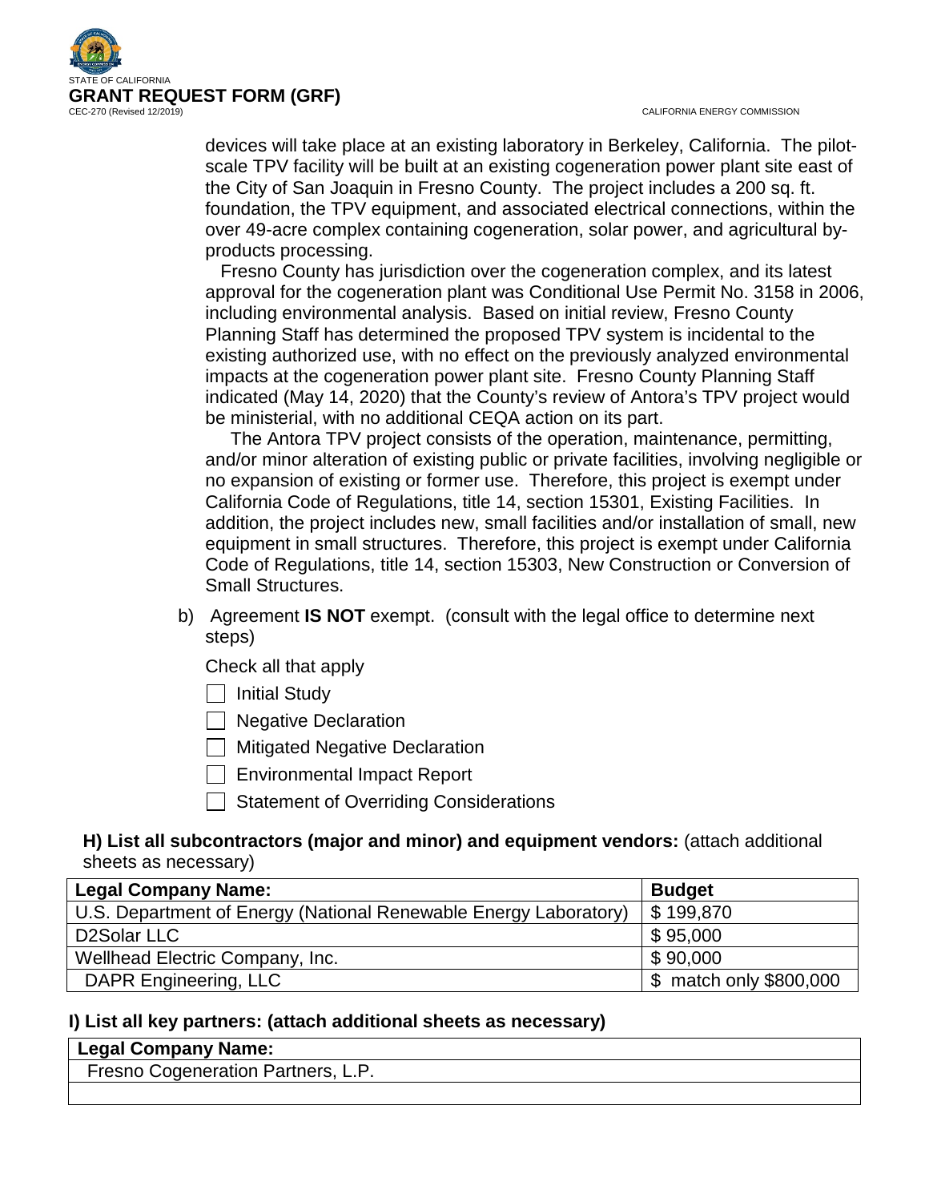devices will take place at an existing laboratory in Berkeley, California. The pilot-scale TPV facility will be built at an existing cogeneration power plant site east of the City of San Joaquin in Fresno County. The project includes a 200 sq. ft. foundation, the TPV equipment, and associated electrical connections, within the over 49-acre complex containing cogeneration, solar power, and agricultural by-products processing.

Fresno County has jurisdiction over the cogeneration complex, and its latest approval for the cogeneration plant was Conditional Use Permit No. 3158 in 2006, including environmental analysis. Based on initial review, Fresno County Planning Staff has determined the proposed TPV system is incidental to the existing authorized use, with no effect on the previously analyzed environmental impacts at the cogeneration power plant site. Fresno County Planning Staff indicated (May 14, 2020) that the County's review of Antora's TPV project would be ministerial, with no additional CEQA action on its part.

The Antora TPV project consists of the operation, maintenance, permitting, and/or minor alteration of existing public or private facilities, involving negligible or no expansion of existing or former use. Therefore, this project is exempt under California Code of Regulations, title 14, section 15301, Existing Facilities. In addition, the project includes new, small facilities and/or installation of small, new equipment in small structures. Therefore, this project is exempt under California Code of Regulations, title 14, section 15303, New Construction or Conversion of Small Structures.

b) Agreement **IS NOT** exempt. (consult with the legal office to determine next steps)

Check all that apply

- [ ] Initial Study
- [ ] Negative Declaration
- [ ] Mitigated Negative Declaration
- [ ] Environmental Impact Report
- [ ] Statement of Overriding Considerations

**H) List all subcontractors (major and minor) and equipment vendors:** (attach additional sheets as necessary)

| Legal Company Name: | Budget |
|---|---|
| U.S. Department of Energy (National Renewable Energy Laboratory) | $ 199,870 |
| D2Solar LLC | $ 95,000 |
| Wellhead Electric Company, Inc. | $ 90,000 |
| DAPR Engineering, LLC | $ match only $800,000 |

**I) List all key partners: (attach additional sheets as necessary)**

| Legal Company Name: |
|---|
| Fresno Cogeneration Partners, L.P. |
| |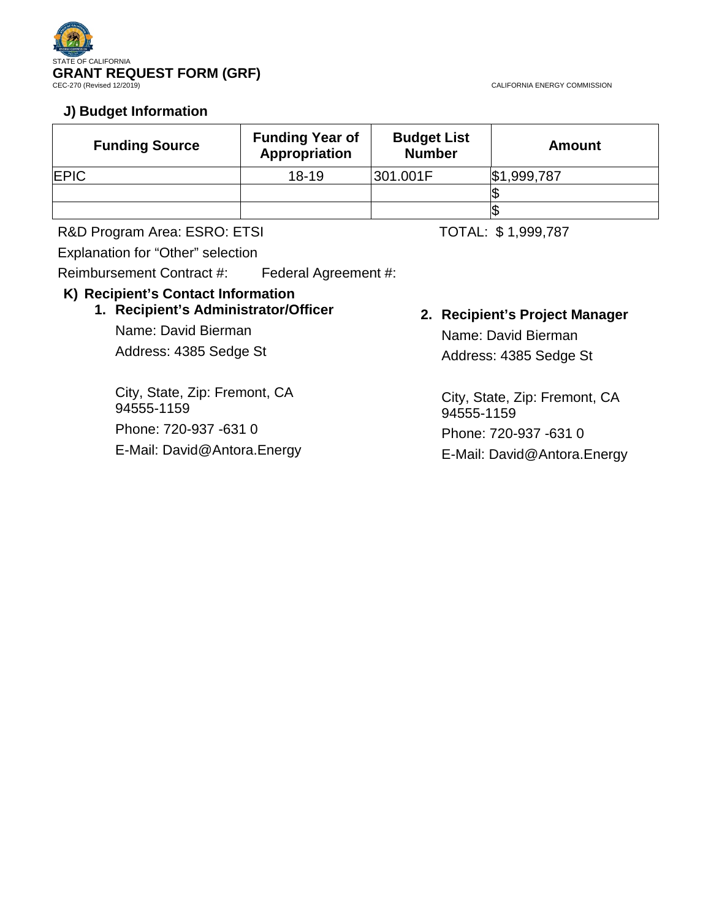STATE OF CALIFORNIA

**GRANT REQUEST FORM (GRF)**

CEC-270 (Revised 12/2019)

CALIFORNIA ENERGY COMMISSION

### J) Budget Information

| Funding Source | Funding Year of Appropriation | Budget List Number | Amount |
|---|---|---|---|
| EPIC | 18-19 | 301.001F | $1,999,787 |
| | | | $ |
| | | | $ |

R&D Program Area: ESRO: ETSI

TOTAL: $ 1,999,787

Explanation for "Other" selection

Reimbursement Contract #: Federal Agreement #:

### K) Recipient's Contact Information

1. **Recipient's Administrator/Officer**

   Name: David Bierman

   Address: 4385 Sedge St

   City, State, Zip: Fremont, CA 94555-1159

   Phone: 720-937 -631 0

   E-Mail: David@Antora.Energy

2. **Recipient's Project Manager**

   Name: David Bierman

   Address: 4385 Sedge St

   City, State, Zip: Fremont, CA 94555-1159

   Phone: 720-937 -631 0

   E-Mail: David@Antora.Energy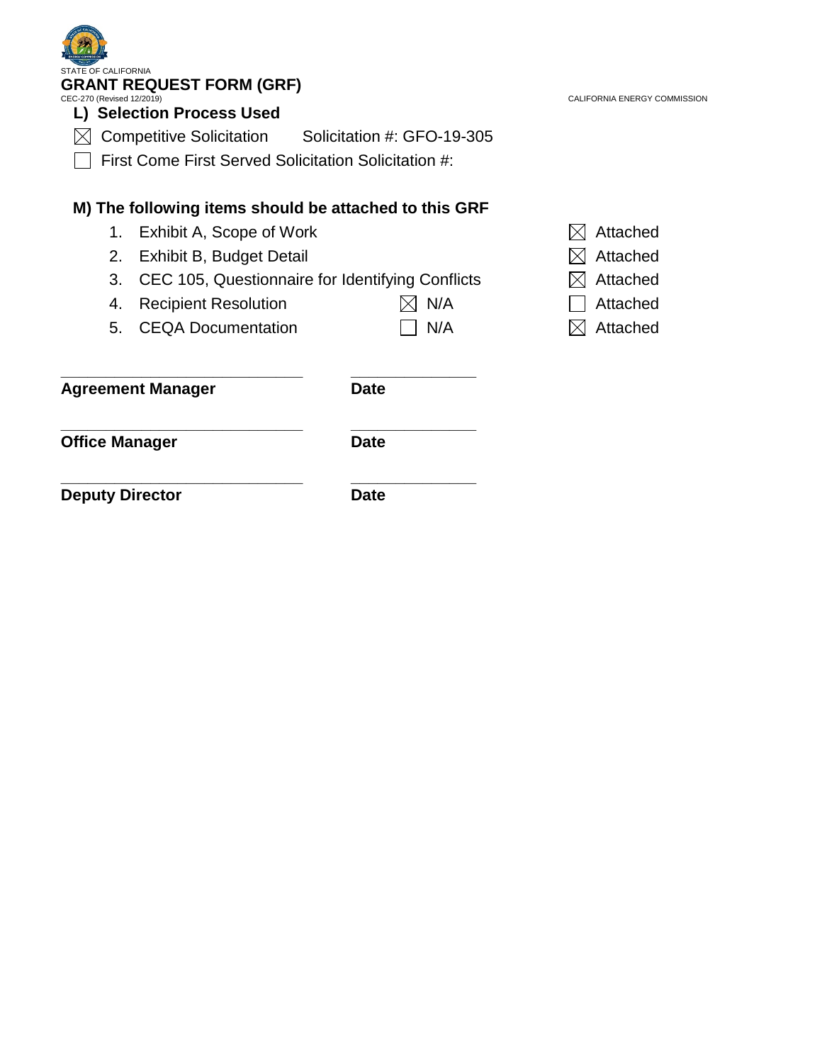STATE OF CALIFORNIA

**GRANT REQUEST FORM (GRF)**

CEC-270 (Revised 12/2019)

CALIFORNIA ENERGY COMMISSION

### L) Selection Process Used

☒ Competitive Solicitation     Solicitation #: GFO-19-305

☐ First Come First Served Solicitation Solicitation #:

### M) The following items should be attached to this GRF

| | Item | N/A | Attached |
|---|---|---|---|
| 1. | Exhibit A, Scope of Work | | ☒ Attached |
| 2. | Exhibit B, Budget Detail | | ☒ Attached |
| 3. | CEC 105, Questionnaire for Identifying Conflicts | | ☒ Attached |
| 4. | Recipient Resolution | ☒ N/A | ☐ Attached |
| 5. | CEQA Documentation | ☐ N/A | ☒ Attached |

_____________________________     _______________

**Agreement Manager**     **Date**

_____________________________     _______________

**Office Manager**     **Date**

_____________________________     _______________

**Deputy Director**     **Date**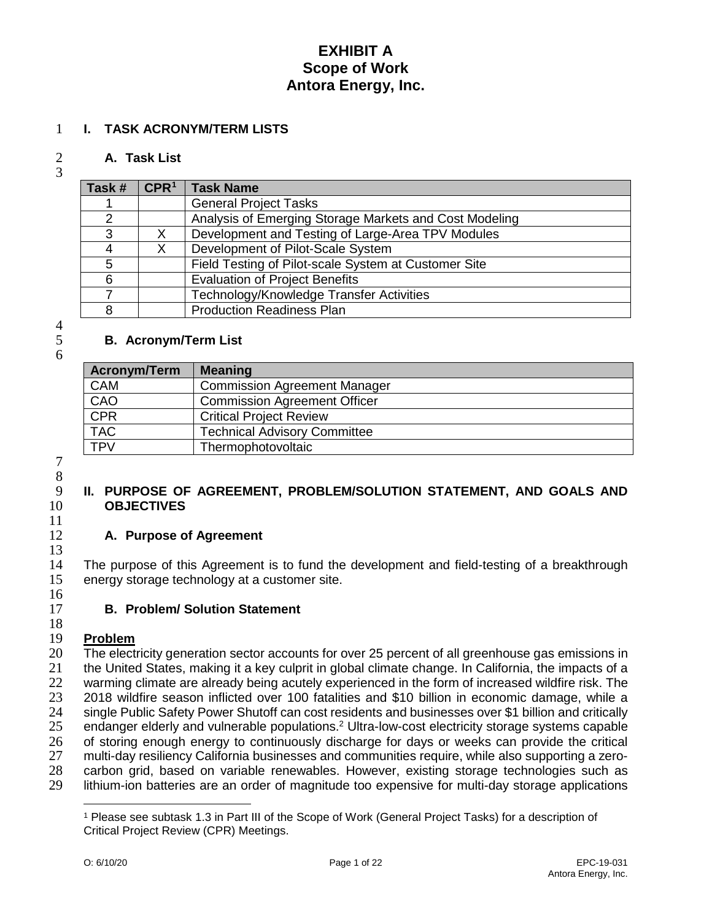# EXHIBIT A
# Scope of Work
# Antora Energy, Inc.

## I. TASK ACRONYM/TERM LISTS

### A. Task List

| Task # | CPR[1] | Task Name |
|---|---|---|
| 1 | | General Project Tasks |
| 2 | | Analysis of Emerging Storage Markets and Cost Modeling |
| 3 | X | Development and Testing of Large-Area TPV Modules |
| 4 | X | Development of Pilot-Scale System |
| 5 | | Field Testing of Pilot-scale System at Customer Site |
| 6 | | Evaluation of Project Benefits |
| 7 | | Technology/Knowledge Transfer Activities |
| 8 | | Production Readiness Plan |

### B. Acronym/Term List

| Acronym/Term | Meaning |
|---|---|
| CAM | Commission Agreement Manager |
| CAO | Commission Agreement Officer |
| CPR | Critical Project Review |
| TAC | Technical Advisory Committee |
| TPV | Thermophotovoltaic |

## II. PURPOSE OF AGREEMENT, PROBLEM/SOLUTION STATEMENT, AND GOALS AND OBJECTIVES

### A. Purpose of Agreement

The purpose of this Agreement is to fund the development and field-testing of a breakthrough energy storage technology at a customer site.

### B. Problem/ Solution Statement

**Problem**

The electricity generation sector accounts for over 25 percent of all greenhouse gas emissions in the United States, making it a key culprit in global climate change. In California, the impacts of a warming climate are already being acutely experienced in the form of increased wildfire risk. The 2018 wildfire season inflicted over 100 fatalities and $10 billion in economic damage, while a single Public Safety Power Shutoff can cost residents and businesses over $1 billion and critically endanger elderly and vulnerable populations.[2] Ultra-low-cost electricity storage systems capable of storing enough energy to continuously discharge for days or weeks can provide the critical multi-day resiliency California businesses and communities require, while also supporting a zero-carbon grid, based on variable renewables. However, existing storage technologies such as lithium-ion batteries are an order of magnitude too expensive for multi-day storage applications

---

[1] Please see subtask 1.3 in Part III of the Scope of Work (General Project Tasks) for a description of Critical Project Review (CPR) Meetings.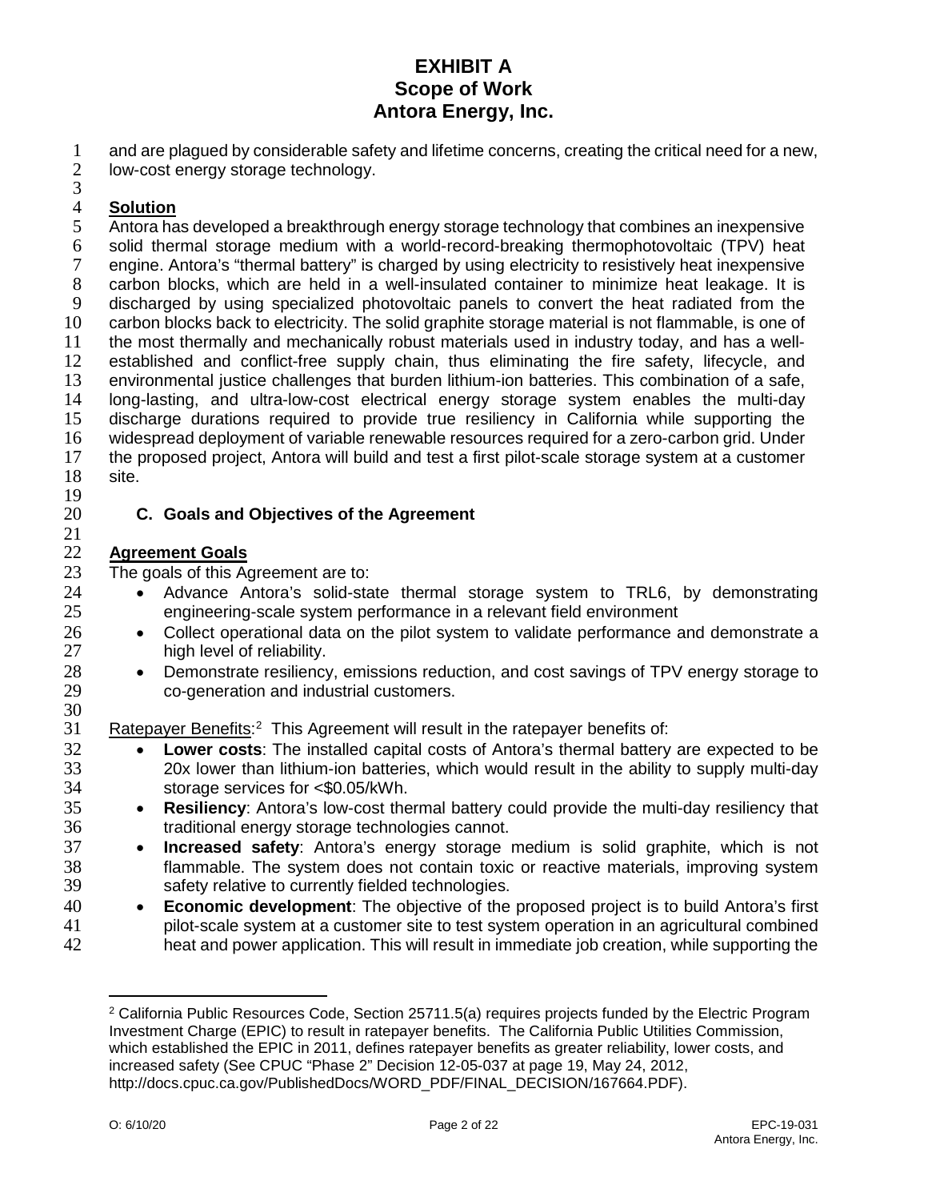and are plagued by considerable safety and lifetime concerns, creating the critical need for a new, low-cost energy storage technology.

**Solution**

Antora has developed a breakthrough energy storage technology that combines an inexpensive solid thermal storage medium with a world-record-breaking thermophotovoltaic (TPV) heat engine. Antora's "thermal battery" is charged by using electricity to resistively heat inexpensive carbon blocks, which are held in a well-insulated container to minimize heat leakage. It is discharged by using specialized photovoltaic panels to convert the heat radiated from the carbon blocks back to electricity. The solid graphite storage material is not flammable, is one of the most thermally and mechanically robust materials used in industry today, and has a well-established and conflict-free supply chain, thus eliminating the fire safety, lifecycle, and environmental justice challenges that burden lithium-ion batteries. This combination of a safe, long-lasting, and ultra-low-cost electrical energy storage system enables the multi-day discharge durations required to provide true resiliency in California while supporting the widespread deployment of variable renewable resources required for a zero-carbon grid. Under the proposed project, Antora will build and test a first pilot-scale storage system at a customer site.

## C. Goals and Objectives of the Agreement

**Agreement Goals**

The goals of this Agreement are to:

- Advance Antora's solid-state thermal storage system to TRL6, by demonstrating engineering-scale system performance in a relevant field environment
- Collect operational data on the pilot system to validate performance and demonstrate a high level of reliability.
- Demonstrate resiliency, emissions reduction, and cost savings of TPV energy storage to co-generation and industrial customers.

Ratepayer Benefits:[2] This Agreement will result in the ratepayer benefits of:

- **Lower costs**: The installed capital costs of Antora's thermal battery are expected to be 20x lower than lithium-ion batteries, which would result in the ability to supply multi-day storage services for <$0.05/kWh.
- **Resiliency**: Antora's low-cost thermal battery could provide the multi-day resiliency that traditional energy storage technologies cannot.
- **Increased safety**: Antora's energy storage medium is solid graphite, which is not flammable. The system does not contain toxic or reactive materials, improving system safety relative to currently fielded technologies.
- **Economic development**: The objective of the proposed project is to build Antora's first pilot-scale system at a customer site to test system operation in an agricultural combined heat and power application. This will result in immediate job creation, while supporting the

[2] California Public Resources Code, Section 25711.5(a) requires projects funded by the Electric Program Investment Charge (EPIC) to result in ratepayer benefits. The California Public Utilities Commission, which established the EPIC in 2011, defines ratepayer benefits as greater reliability, lower costs, and increased safety (See CPUC "Phase 2" Decision 12-05-037 at page 19, May 24, 2012, http://docs.cpuc.ca.gov/PublishedDocs/WORD_PDF/FINAL_DECISION/167664.PDF).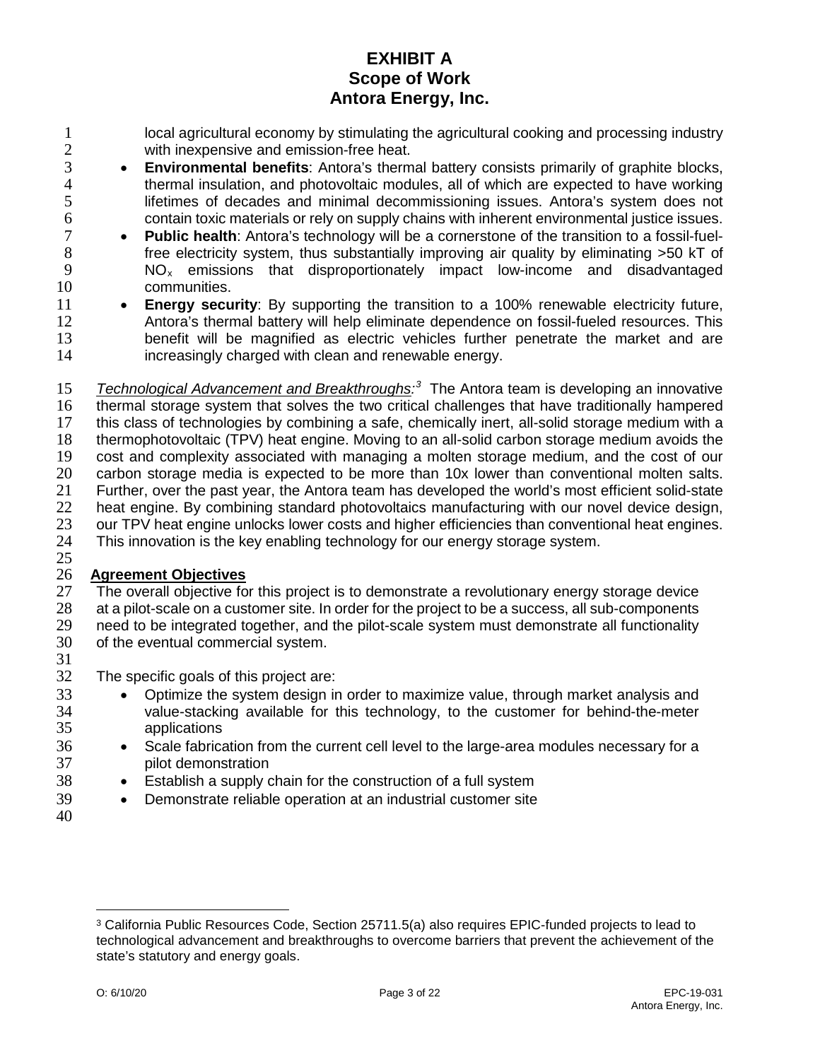local agricultural economy by stimulating the agricultural cooking and processing industry with inexpensive and emission-free heat.

- **Environmental benefits**: Antora's thermal battery consists primarily of graphite blocks, thermal insulation, and photovoltaic modules, all of which are expected to have working lifetimes of decades and minimal decommissioning issues. Antora's system does not contain toxic materials or rely on supply chains with inherent environmental justice issues.
- **Public health**: Antora's technology will be a cornerstone of the transition to a fossil-fuel-free electricity system, thus substantially improving air quality by eliminating >50 kT of $NO_x$ emissions that disproportionately impact low-income and disadvantaged communities.
- **Energy security**: By supporting the transition to a 100% renewable electricity future, Antora's thermal battery will help eliminate dependence on fossil-fueled resources. This benefit will be magnified as electric vehicles further penetrate the market and are increasingly charged with clean and renewable energy.

*Technological Advancement and Breakthroughs:*[3] The Antora team is developing an innovative thermal storage system that solves the two critical challenges that have traditionally hampered this class of technologies by combining a safe, chemically inert, all-solid storage medium with a thermophotovoltaic (TPV) heat engine. Moving to an all-solid carbon storage medium avoids the cost and complexity associated with managing a molten storage medium, and the cost of our carbon storage media is expected to be more than 10x lower than conventional molten salts. Further, over the past year, the Antora team has developed the world's most efficient solid-state heat engine. By combining standard photovoltaics manufacturing with our novel device design, our TPV heat engine unlocks lower costs and higher efficiencies than conventional heat engines. This innovation is the key enabling technology for our energy storage system.

## Agreement Objectives

The overall objective for this project is to demonstrate a revolutionary energy storage device at a pilot-scale on a customer site. In order for the project to be a success, all sub-components need to be integrated together, and the pilot-scale system must demonstrate all functionality of the eventual commercial system.

The specific goals of this project are:

- Optimize the system design in order to maximize value, through market analysis and value-stacking available for this technology, to the customer for behind-the-meter applications
- Scale fabrication from the current cell level to the large-area modules necessary for a pilot demonstration
- Establish a supply chain for the construction of a full system
- Demonstrate reliable operation at an industrial customer site

[3] California Public Resources Code, Section 25711.5(a) also requires EPIC-funded projects to lead to technological advancement and breakthroughs to overcome barriers that prevent the achievement of the state's statutory and energy goals.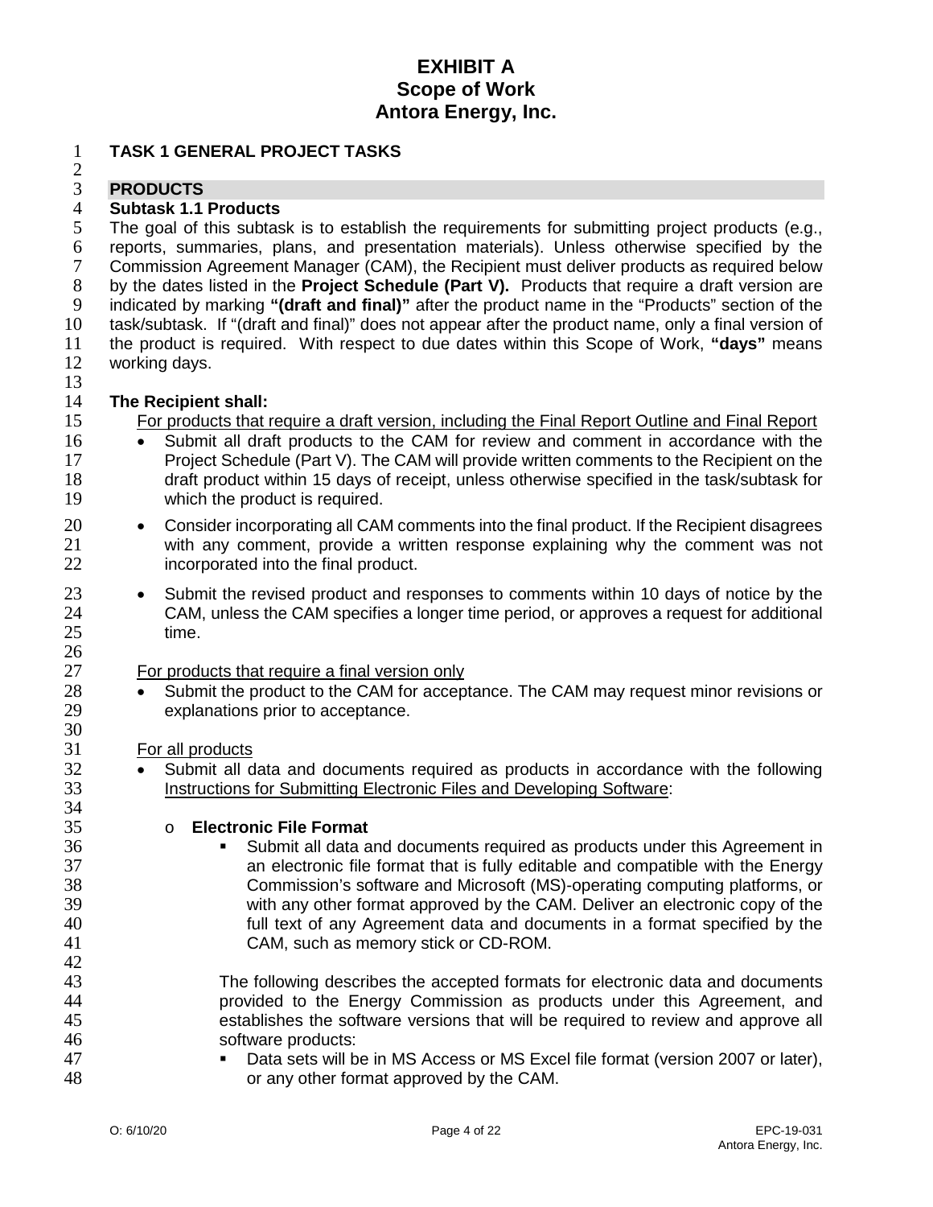# EXHIBIT A
# Scope of Work
# Antora Energy, Inc.

## TASK 1 GENERAL PROJECT TASKS

### PRODUCTS

**Subtask 1.1 Products**

The goal of this subtask is to establish the requirements for submitting project products (e.g., reports, summaries, plans, and presentation materials). Unless otherwise specified by the Commission Agreement Manager (CAM), the Recipient must deliver products as required below by the dates listed in the **Project Schedule (Part V).** Products that require a draft version are indicated by marking **"(draft and final)"** after the product name in the "Products" section of the task/subtask. If "(draft and final)" does not appear after the product name, only a final version of the product is required. With respect to due dates within this Scope of Work, **"days"** means working days.

**The Recipient shall:**

<u>For products that require a draft version, including the Final Report Outline and Final Report</u>

- Submit all draft products to the CAM for review and comment in accordance with the Project Schedule (Part V). The CAM will provide written comments to the Recipient on the draft product within 15 days of receipt, unless otherwise specified in the task/subtask for which the product is required.
- Consider incorporating all CAM comments into the final product. If the Recipient disagrees with any comment, provide a written response explaining why the comment was not incorporated into the final product.
- Submit the revised product and responses to comments within 10 days of notice by the CAM, unless the CAM specifies a longer time period, or approves a request for additional time.

<u>For products that require a final version only</u>

- Submit the product to the CAM for acceptance. The CAM may request minor revisions or explanations prior to acceptance.

<u>For all products</u>

- Submit all data and documents required as products in accordance with the following <u>Instructions for Submitting Electronic Files and Developing Software</u>:
  - **Electronic File Format**
    - Submit all data and documents required as products under this Agreement in an electronic file format that is fully editable and compatible with the Energy Commission's software and Microsoft (MS)-operating computing platforms, or with any other format approved by the CAM. Deliver an electronic copy of the full text of any Agreement data and documents in a format specified by the CAM, such as memory stick or CD-ROM.

    The following describes the accepted formats for electronic data and documents provided to the Energy Commission as products under this Agreement, and establishes the software versions that will be required to review and approve all software products:

    - Data sets will be in MS Access or MS Excel file format (version 2007 or later), or any other format approved by the CAM.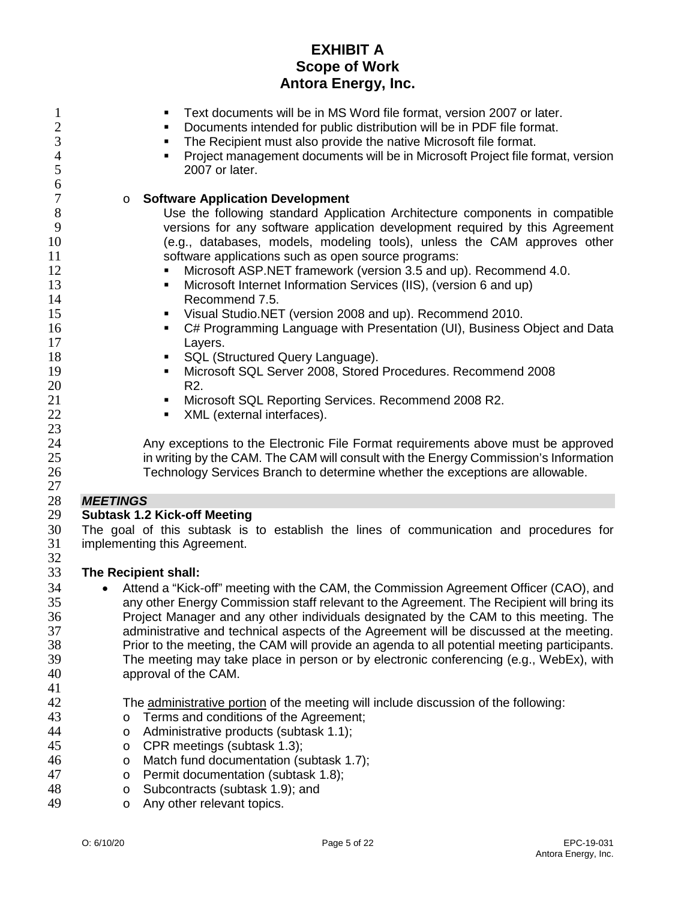- Text documents will be in MS Word file format, version 2007 or later.
- Documents intended for public distribution will be in PDF file format.
- The Recipient must also provide the native Microsoft file format.
- Project management documents will be in Microsoft Project file format, version 2007 or later.

- **Software Application Development**

  Use the following standard Application Architecture components in compatible versions for any software application development required by this Agreement (e.g., databases, models, modeling tools), unless the CAM approves other software applications such as open source programs:

  - Microsoft ASP.NET framework (version 3.5 and up). Recommend 4.0.
  - Microsoft Internet Information Services (IIS), (version 6 and up) Recommend 7.5.
  - Visual Studio.NET (version 2008 and up). Recommend 2010.
  - C# Programming Language with Presentation (UI), Business Object and Data Layers.
  - SQL (Structured Query Language).
  - Microsoft SQL Server 2008, Stored Procedures. Recommend 2008 R2.
  - Microsoft SQL Reporting Services. Recommend 2008 R2.
  - XML (external interfaces).

  Any exceptions to the Electronic File Format requirements above must be approved in writing by the CAM. The CAM will consult with the Energy Commission's Information Technology Services Branch to determine whether the exceptions are allowable.

***MEETINGS***

**Subtask 1.2 Kick-off Meeting**

The goal of this subtask is to establish the lines of communication and procedures for implementing this Agreement.

**The Recipient shall:**

- Attend a "Kick-off" meeting with the CAM, the Commission Agreement Officer (CAO), and any other Energy Commission staff relevant to the Agreement. The Recipient will bring its Project Manager and any other individuals designated by the CAM to this meeting. The administrative and technical aspects of the Agreement will be discussed at the meeting. Prior to the meeting, the CAM will provide an agenda to all potential meeting participants. The meeting may take place in person or by electronic conferencing (e.g., WebEx), with approval of the CAM.

  The administrative portion of the meeting will include discussion of the following:

  - Terms and conditions of the Agreement;
  - Administrative products (subtask 1.1);
  - CPR meetings (subtask 1.3);
  - Match fund documentation (subtask 1.7);
  - Permit documentation (subtask 1.8);
  - Subcontracts (subtask 1.9); and
  - Any other relevant topics.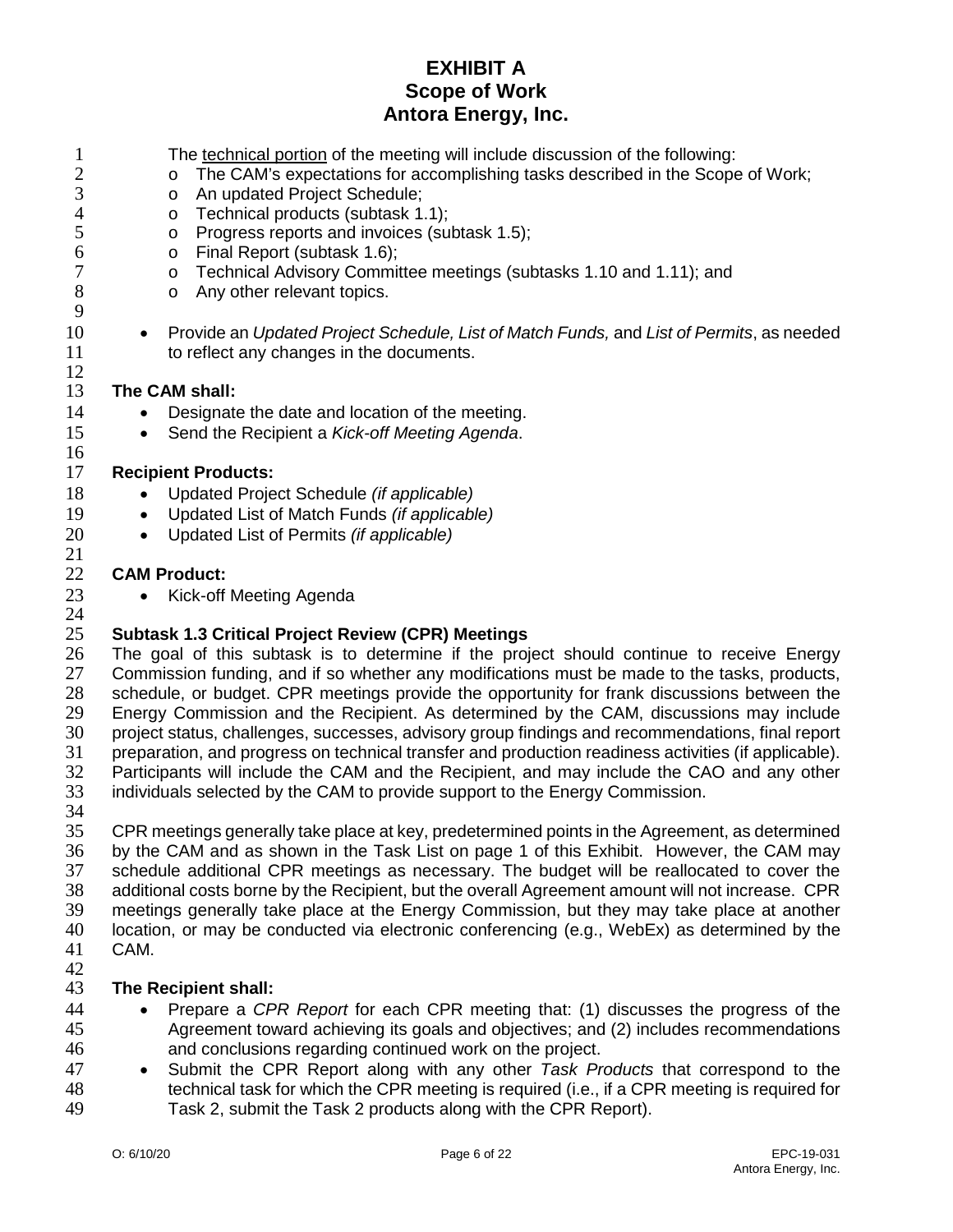The <u>technical portion</u> of the meeting will include discussion of the following:
- The CAM's expectations for accomplishing tasks described in the Scope of Work;
- An updated Project Schedule;
- Technical products (subtask 1.1);
- Progress reports and invoices (subtask 1.5);
- Final Report (subtask 1.6);
- Technical Advisory Committee meetings (subtasks 1.10 and 1.11); and
- Any other relevant topics.

- Provide an *Updated Project Schedule, List of Match Funds,* and *List of Permits*, as needed to reflect any changes in the documents.

**The CAM shall:**
- Designate the date and location of the meeting.
- Send the Recipient a *Kick-off Meeting Agenda*.

**Recipient Products:**
- Updated Project Schedule *(if applicable)*
- Updated List of Match Funds *(if applicable)*
- Updated List of Permits *(if applicable)*

**CAM Product:**
- Kick-off Meeting Agenda

### Subtask 1.3 Critical Project Review (CPR) Meetings

The goal of this subtask is to determine if the project should continue to receive Energy Commission funding, and if so whether any modifications must be made to the tasks, products, schedule, or budget. CPR meetings provide the opportunity for frank discussions between the Energy Commission and the Recipient. As determined by the CAM, discussions may include project status, challenges, successes, advisory group findings and recommendations, final report preparation, and progress on technical transfer and production readiness activities (if applicable). Participants will include the CAM and the Recipient, and may include the CAO and any other individuals selected by the CAM to provide support to the Energy Commission.

CPR meetings generally take place at key, predetermined points in the Agreement, as determined by the CAM and as shown in the Task List on page 1 of this Exhibit. However, the CAM may schedule additional CPR meetings as necessary. The budget will be reallocated to cover the additional costs borne by the Recipient, but the overall Agreement amount will not increase. CPR meetings generally take place at the Energy Commission, but they may take place at another location, or may be conducted via electronic conferencing (e.g., WebEx) as determined by the CAM.

**The Recipient shall:**
- Prepare a *CPR Report* for each CPR meeting that: (1) discusses the progress of the Agreement toward achieving its goals and objectives; and (2) includes recommendations and conclusions regarding continued work on the project.
- Submit the CPR Report along with any other *Task Products* that correspond to the technical task for which the CPR meeting is required (i.e., if a CPR meeting is required for Task 2, submit the Task 2 products along with the CPR Report).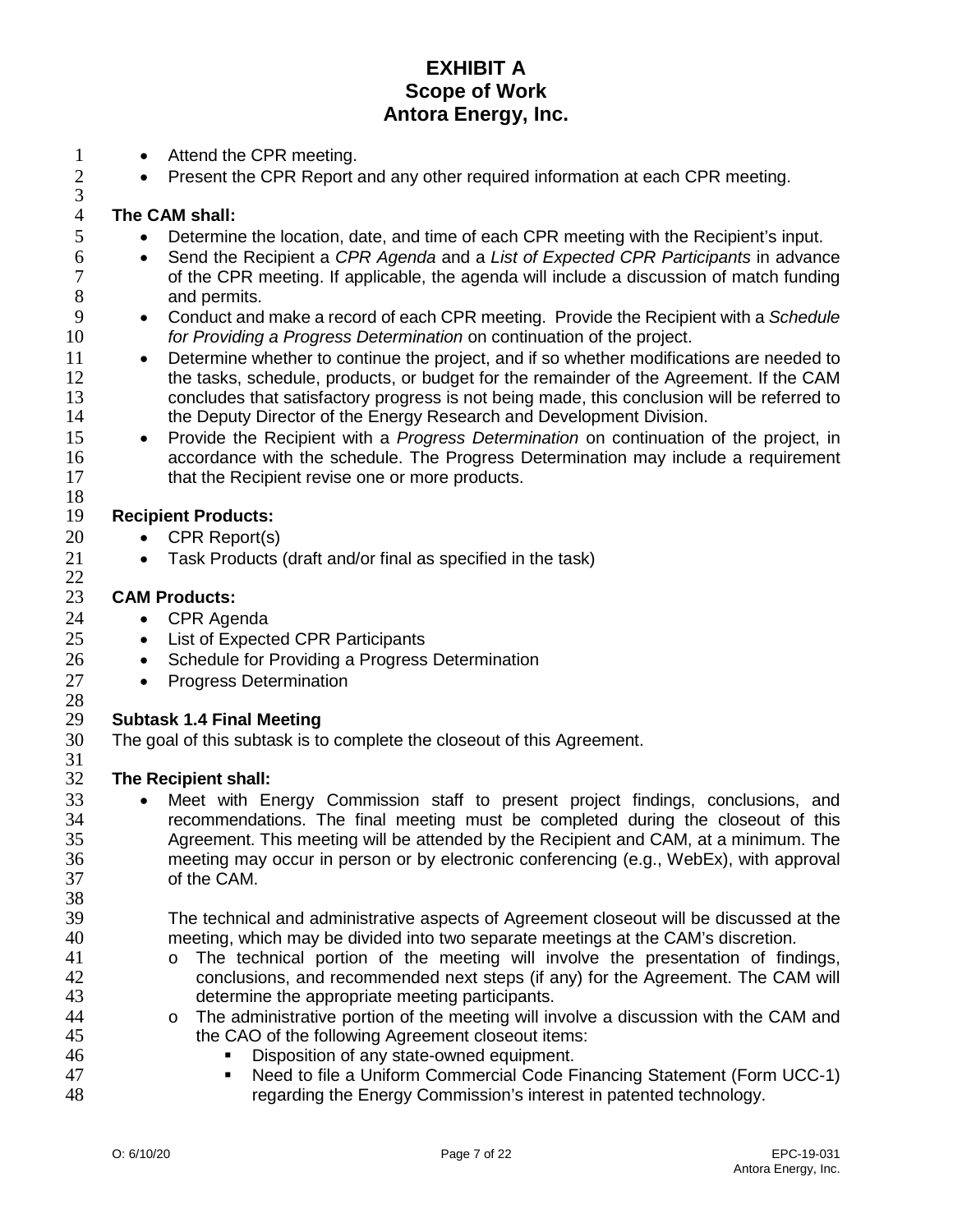- Attend the CPR meeting.
- Present the CPR Report and any other required information at each CPR meeting.

**The CAM shall:**

- Determine the location, date, and time of each CPR meeting with the Recipient's input.
- Send the Recipient a *CPR Agenda* and a *List of Expected CPR Participants* in advance of the CPR meeting. If applicable, the agenda will include a discussion of match funding and permits.
- Conduct and make a record of each CPR meeting. Provide the Recipient with a *Schedule for Providing a Progress Determination* on continuation of the project.
- Determine whether to continue the project, and if so whether modifications are needed to the tasks, schedule, products, or budget for the remainder of the Agreement. If the CAM concludes that satisfactory progress is not being made, this conclusion will be referred to the Deputy Director of the Energy Research and Development Division.
- Provide the Recipient with a *Progress Determination* on continuation of the project, in accordance with the schedule. The Progress Determination may include a requirement that the Recipient revise one or more products.

**Recipient Products:**

- CPR Report(s)
- Task Products (draft and/or final as specified in the task)

**CAM Products:**

- CPR Agenda
- List of Expected CPR Participants
- Schedule for Providing a Progress Determination
- Progress Determination

**Subtask 1.4 Final Meeting**

The goal of this subtask is to complete the closeout of this Agreement.

**The Recipient shall:**

- Meet with Energy Commission staff to present project findings, conclusions, and recommendations. The final meeting must be completed during the closeout of this Agreement. This meeting will be attended by the Recipient and CAM, at a minimum. The meeting may occur in person or by electronic conferencing (e.g., WebEx), with approval of the CAM.

  The technical and administrative aspects of Agreement closeout will be discussed at the meeting, which may be divided into two separate meetings at the CAM's discretion.
  - The technical portion of the meeting will involve the presentation of findings, conclusions, and recommended next steps (if any) for the Agreement. The CAM will determine the appropriate meeting participants.
  - The administrative portion of the meeting will involve a discussion with the CAM and the CAO of the following Agreement closeout items:
    - Disposition of any state-owned equipment.
    - Need to file a Uniform Commercial Code Financing Statement (Form UCC-1) regarding the Energy Commission's interest in patented technology.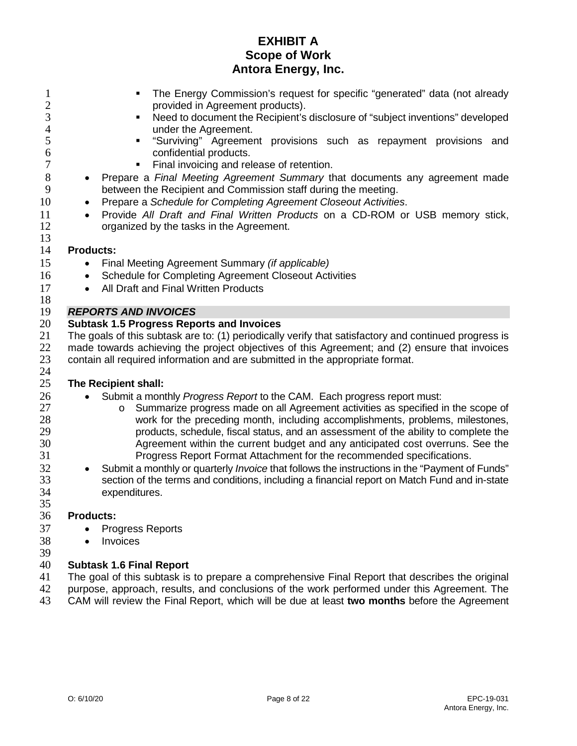- The Energy Commission's request for specific "generated" data (not already provided in Agreement products).
    - Need to document the Recipient's disclosure of "subject inventions" developed under the Agreement.
    - "Surviving" Agreement provisions such as repayment provisions and confidential products.
    - Final invoicing and release of retention.
- Prepare a *Final Meeting Agreement Summary* that documents any agreement made between the Recipient and Commission staff during the meeting.
- Prepare a *Schedule for Completing Agreement Closeout Activities*.
- Provide *All Draft and Final Written Products* on a CD-ROM or USB memory stick, organized by the tasks in the Agreement.

**Products:**

- Final Meeting Agreement Summary *(if applicable)*
- Schedule for Completing Agreement Closeout Activities
- All Draft and Final Written Products

***REPORTS AND INVOICES***

**Subtask 1.5 Progress Reports and Invoices**

The goals of this subtask are to: (1) periodically verify that satisfactory and continued progress is made towards achieving the project objectives of this Agreement; and (2) ensure that invoices contain all required information and are submitted in the appropriate format.

**The Recipient shall:**

- Submit a monthly *Progress Report* to the CAM. Each progress report must:
    - Summarize progress made on all Agreement activities as specified in the scope of work for the preceding month, including accomplishments, problems, milestones, products, schedule, fiscal status, and an assessment of the ability to complete the Agreement within the current budget and any anticipated cost overruns. See the Progress Report Format Attachment for the recommended specifications.
- Submit a monthly or quarterly *Invoice* that follows the instructions in the "Payment of Funds" section of the terms and conditions, including a financial report on Match Fund and in-state expenditures.

**Products:**

- Progress Reports
- Invoices

**Subtask 1.6 Final Report**

The goal of this subtask is to prepare a comprehensive Final Report that describes the original purpose, approach, results, and conclusions of the work performed under this Agreement. The CAM will review the Final Report, which will be due at least **two months** before the Agreement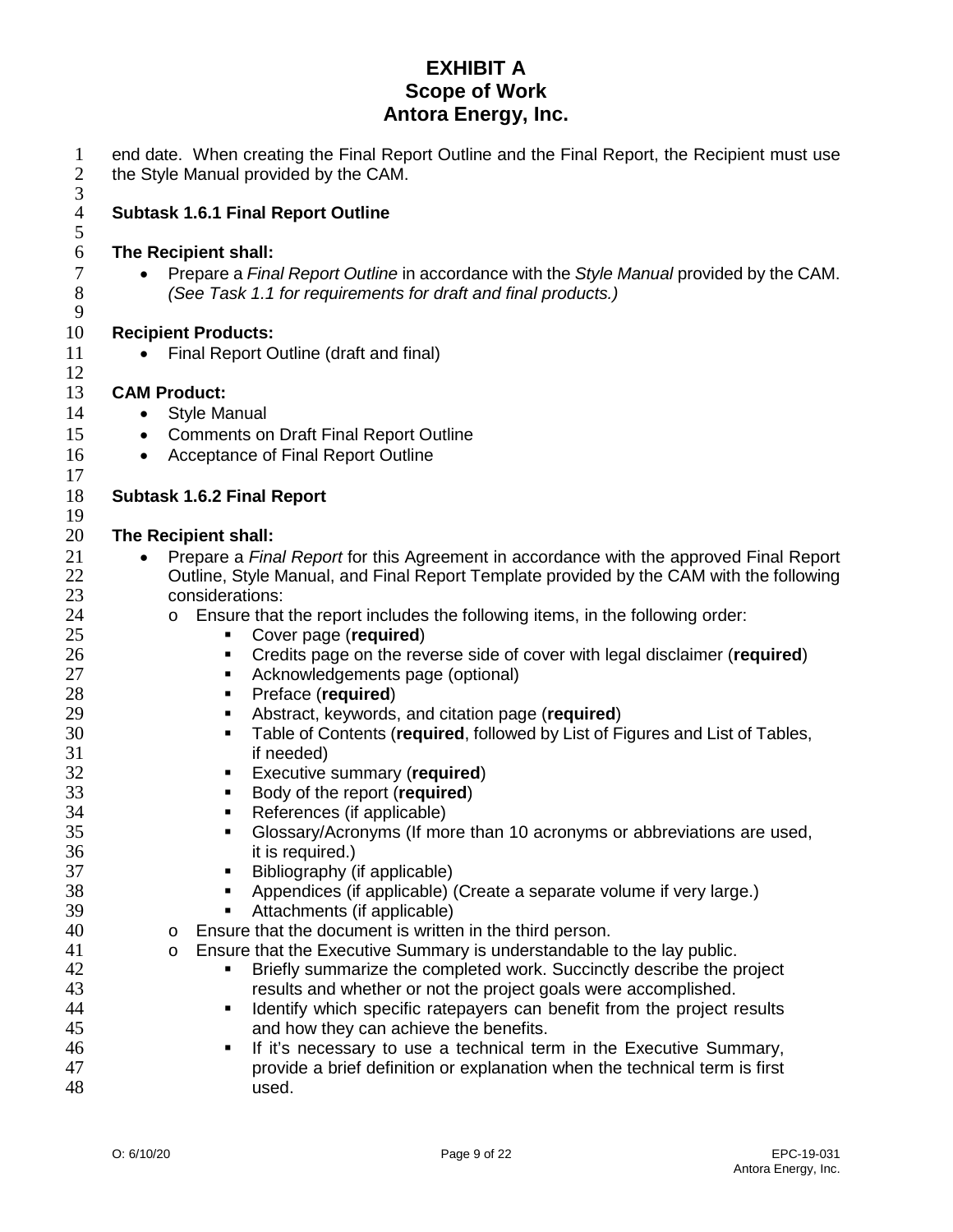end date. When creating the Final Report Outline and the Final Report, the Recipient must use the Style Manual provided by the CAM.

**Subtask 1.6.1 Final Report Outline**

**The Recipient shall:**

- Prepare a *Final Report Outline* in accordance with the *Style Manual* provided by the CAM. *(See Task 1.1 for requirements for draft and final products.)*

**Recipient Products:**

- Final Report Outline (draft and final)

**CAM Product:**

- Style Manual
- Comments on Draft Final Report Outline
- Acceptance of Final Report Outline

**Subtask 1.6.2 Final Report**

**The Recipient shall:**

- Prepare a *Final Report* for this Agreement in accordance with the approved Final Report Outline, Style Manual, and Final Report Template provided by the CAM with the following considerations:
  - Ensure that the report includes the following items, in the following order:
    - Cover page (**required**)
    - Credits page on the reverse side of cover with legal disclaimer (**required**)
    - Acknowledgements page (optional)
    - Preface (**required**)
    - Abstract, keywords, and citation page (**required**)
    - Table of Contents (**required**, followed by List of Figures and List of Tables, if needed)
    - Executive summary (**required**)
    - Body of the report (**required**)
    - References (if applicable)
    - Glossary/Acronyms (If more than 10 acronyms or abbreviations are used, it is required.)
    - Bibliography (if applicable)
    - Appendices (if applicable) (Create a separate volume if very large.)
    - Attachments (if applicable)
  - Ensure that the document is written in the third person.
  - Ensure that the Executive Summary is understandable to the lay public.
    - Briefly summarize the completed work. Succinctly describe the project results and whether or not the project goals were accomplished.
    - Identify which specific ratepayers can benefit from the project results and how they can achieve the benefits.
    - If it's necessary to use a technical term in the Executive Summary, provide a brief definition or explanation when the technical term is first used.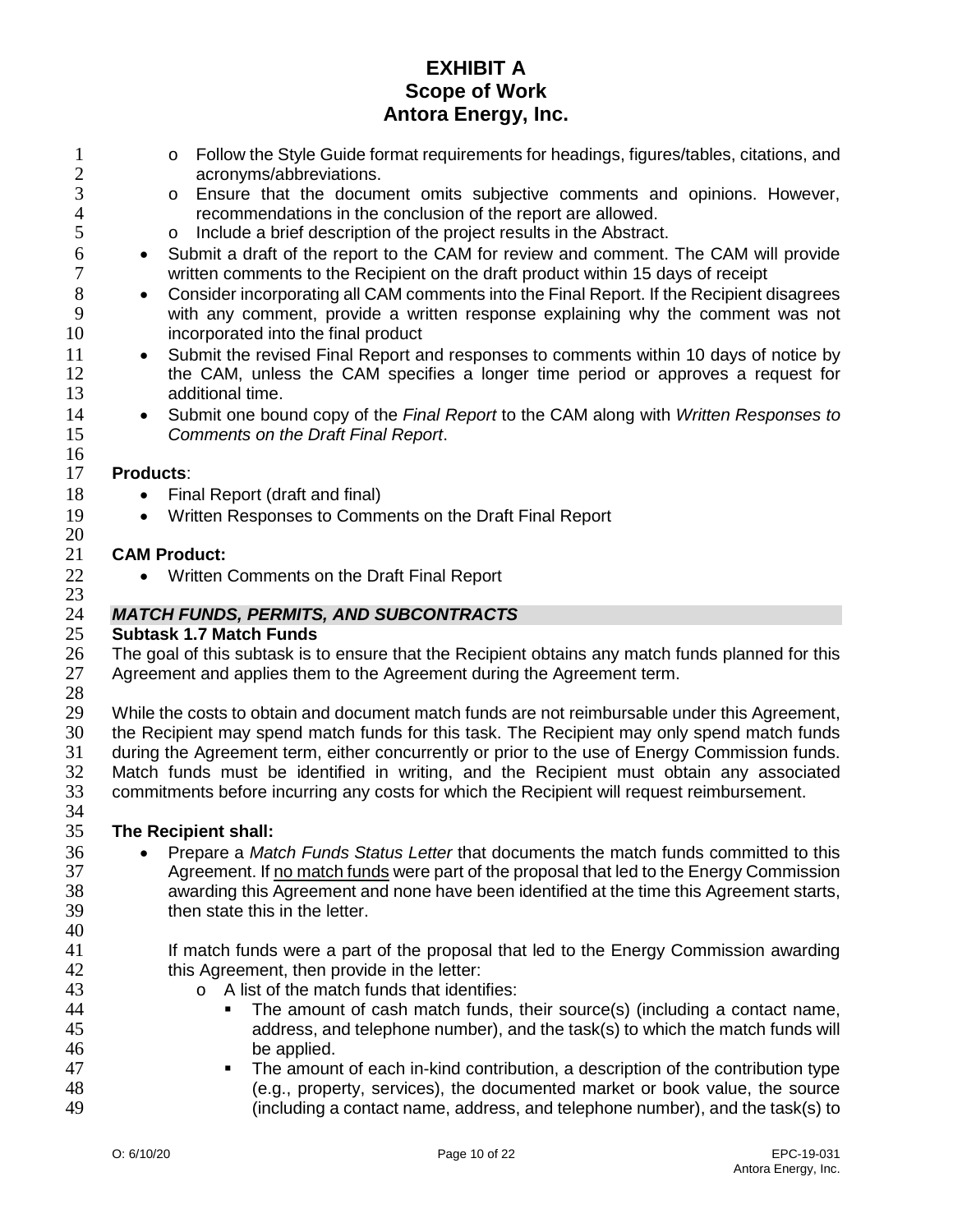# EXHIBIT A
# Scope of Work
# Antora Energy, Inc.

    - Follow the Style Guide format requirements for headings, figures/tables, citations, and acronyms/abbreviations.
    - Ensure that the document omits subjective comments and opinions. However, recommendations in the conclusion of the report are allowed.
    - Include a brief description of the project results in the Abstract.
- Submit a draft of the report to the CAM for review and comment. The CAM will provide written comments to the Recipient on the draft product within 15 days of receipt
- Consider incorporating all CAM comments into the Final Report. If the Recipient disagrees with any comment, provide a written response explaining why the comment was not incorporated into the final product
- Submit the revised Final Report and responses to comments within 10 days of notice by the CAM, unless the CAM specifies a longer time period or approves a request for additional time.
- Submit one bound copy of the *Final Report* to the CAM along with *Written Responses to Comments on the Draft Final Report*.

**Products**:

- Final Report (draft and final)
- Written Responses to Comments on the Draft Final Report

**CAM Product:**

- Written Comments on the Draft Final Report

## *MATCH FUNDS, PERMITS, AND SUBCONTRACTS*

### Subtask 1.7 Match Funds

The goal of this subtask is to ensure that the Recipient obtains any match funds planned for this Agreement and applies them to the Agreement during the Agreement term.

While the costs to obtain and document match funds are not reimbursable under this Agreement, the Recipient may spend match funds for this task. The Recipient may only spend match funds during the Agreement term, either concurrently or prior to the use of Energy Commission funds. Match funds must be identified in writing, and the Recipient must obtain any associated commitments before incurring any costs for which the Recipient will request reimbursement.

**The Recipient shall:**

- Prepare a *Match Funds Status Letter* that documents the match funds committed to this Agreement. If no match funds were part of the proposal that led to the Energy Commission awarding this Agreement and none have been identified at the time this Agreement starts, then state this in the letter.

  If match funds were a part of the proposal that led to the Energy Commission awarding this Agreement, then provide in the letter:
    - A list of the match funds that identifies:
        - The amount of cash match funds, their source(s) (including a contact name, address, and telephone number), and the task(s) to which the match funds will be applied.
        - The amount of each in-kind contribution, a description of the contribution type (e.g., property, services), the documented market or book value, the source (including a contact name, address, and telephone number), and the task(s) to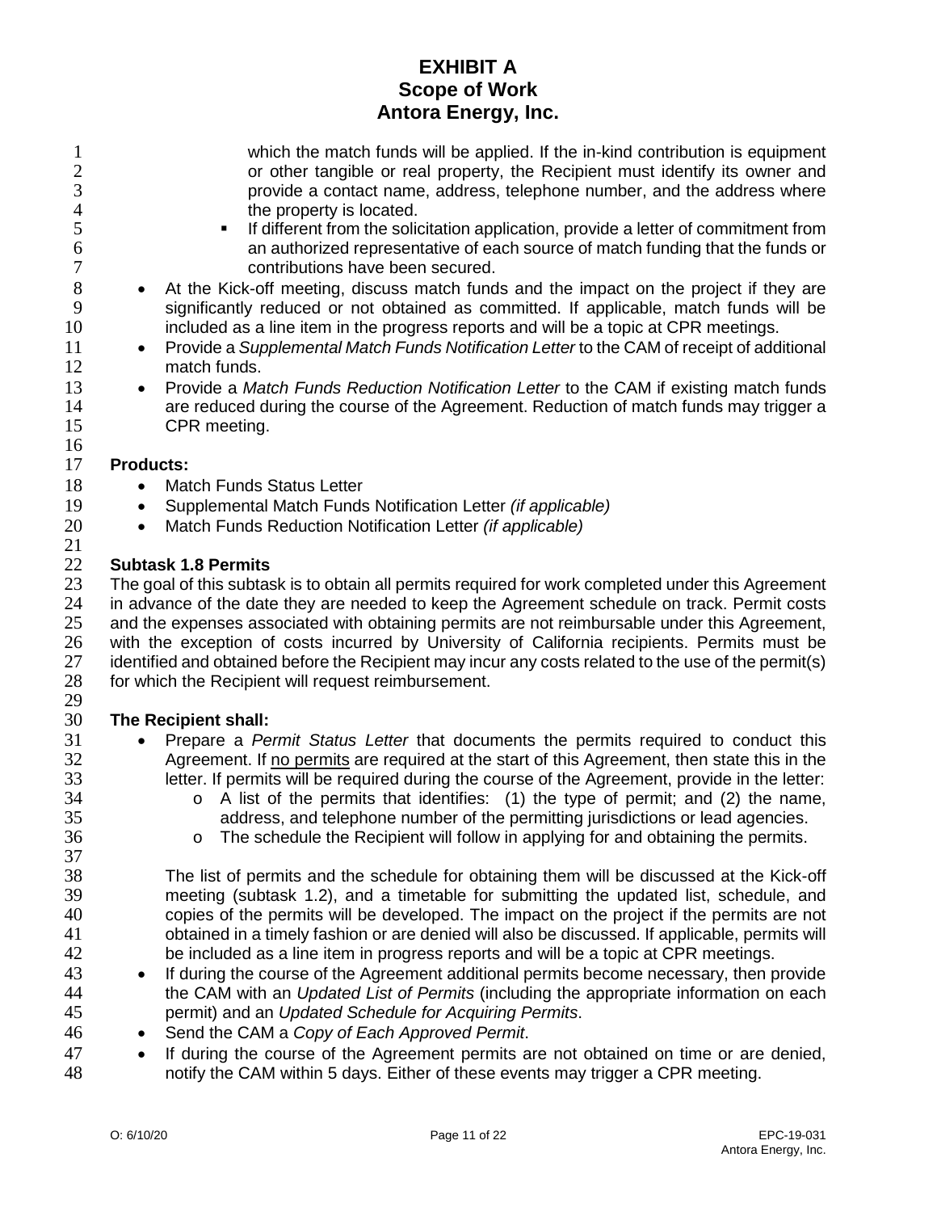which the match funds will be applied. If the in-kind contribution is equipment or other tangible or real property, the Recipient must identify its owner and provide a contact name, address, telephone number, and the address where the property is located.
    - If different from the solicitation application, provide a letter of commitment from an authorized representative of each source of match funding that the funds or contributions have been secured.
- At the Kick-off meeting, discuss match funds and the impact on the project if they are significantly reduced or not obtained as committed. If applicable, match funds will be included as a line item in the progress reports and will be a topic at CPR meetings.
- Provide a *Supplemental Match Funds Notification Letter* to the CAM of receipt of additional match funds.
- Provide a *Match Funds Reduction Notification Letter* to the CAM if existing match funds are reduced during the course of the Agreement. Reduction of match funds may trigger a CPR meeting.

**Products:**

- Match Funds Status Letter
- Supplemental Match Funds Notification Letter *(if applicable)*
- Match Funds Reduction Notification Letter *(if applicable)*

**Subtask 1.8 Permits**

The goal of this subtask is to obtain all permits required for work completed under this Agreement in advance of the date they are needed to keep the Agreement schedule on track. Permit costs and the expenses associated with obtaining permits are not reimbursable under this Agreement, with the exception of costs incurred by University of California recipients. Permits must be identified and obtained before the Recipient may incur any costs related to the use of the permit(s) for which the Recipient will request reimbursement.

**The Recipient shall:**

- Prepare a *Permit Status Letter* that documents the permits required to conduct this Agreement. If no permits are required at the start of this Agreement, then state this in the letter. If permits will be required during the course of the Agreement, provide in the letter:
    - A list of the permits that identifies: (1) the type of permit; and (2) the name, address, and telephone number of the permitting jurisdictions or lead agencies.
    - The schedule the Recipient will follow in applying for and obtaining the permits.

  The list of permits and the schedule for obtaining them will be discussed at the Kick-off meeting (subtask 1.2), and a timetable for submitting the updated list, schedule, and copies of the permits will be developed. The impact on the project if the permits are not obtained in a timely fashion or are denied will also be discussed. If applicable, permits will be included as a line item in progress reports and will be a topic at CPR meetings.
- If during the course of the Agreement additional permits become necessary, then provide the CAM with an *Updated List of Permits* (including the appropriate information on each permit) and an *Updated Schedule for Acquiring Permits*.
- Send the CAM a *Copy of Each Approved Permit*.
- If during the course of the Agreement permits are not obtained on time or are denied, notify the CAM within 5 days. Either of these events may trigger a CPR meeting.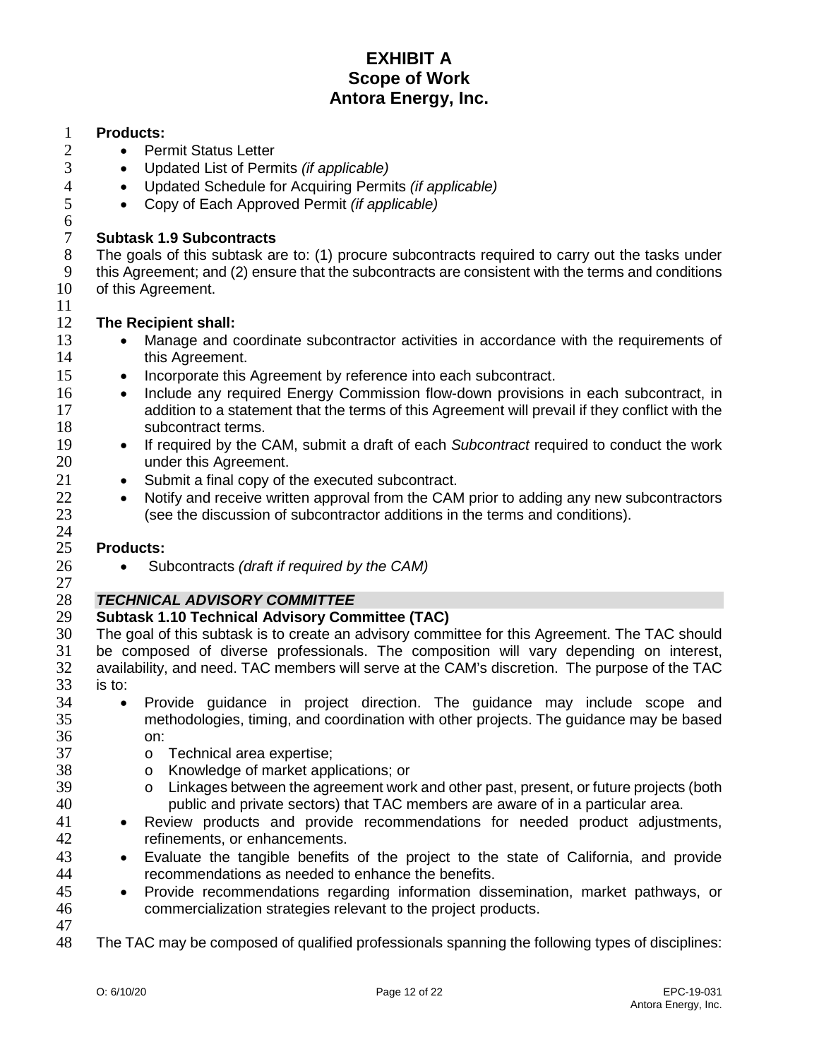**Products:**

- Permit Status Letter
- Updated List of Permits *(if applicable)*
- Updated Schedule for Acquiring Permits *(if applicable)*
- Copy of Each Approved Permit *(if applicable)*

**Subtask 1.9 Subcontracts**

The goals of this subtask are to: (1) procure subcontracts required to carry out the tasks under this Agreement; and (2) ensure that the subcontracts are consistent with the terms and conditions of this Agreement.

**The Recipient shall:**

- Manage and coordinate subcontractor activities in accordance with the requirements of this Agreement.
- Incorporate this Agreement by reference into each subcontract.
- Include any required Energy Commission flow-down provisions in each subcontract, in addition to a statement that the terms of this Agreement will prevail if they conflict with the subcontract terms.
- If required by the CAM, submit a draft of each *Subcontract* required to conduct the work under this Agreement.
- Submit a final copy of the executed subcontract.
- Notify and receive written approval from the CAM prior to adding any new subcontractors (see the discussion of subcontractor additions in the terms and conditions).

**Products:**

- Subcontracts *(draft if required by the CAM)*

***TECHNICAL ADVISORY COMMITTEE***

**Subtask 1.10 Technical Advisory Committee (TAC)**

The goal of this subtask is to create an advisory committee for this Agreement. The TAC should be composed of diverse professionals. The composition will vary depending on interest, availability, and need. TAC members will serve at the CAM's discretion. The purpose of the TAC is to:

- Provide guidance in project direction. The guidance may include scope and methodologies, timing, and coordination with other projects. The guidance may be based on:
  - Technical area expertise;
  - Knowledge of market applications; or
  - Linkages between the agreement work and other past, present, or future projects (both public and private sectors) that TAC members are aware of in a particular area.
- Review products and provide recommendations for needed product adjustments, refinements, or enhancements.
- Evaluate the tangible benefits of the project to the state of California, and provide recommendations as needed to enhance the benefits.
- Provide recommendations regarding information dissemination, market pathways, or commercialization strategies relevant to the project products.

The TAC may be composed of qualified professionals spanning the following types of disciplines: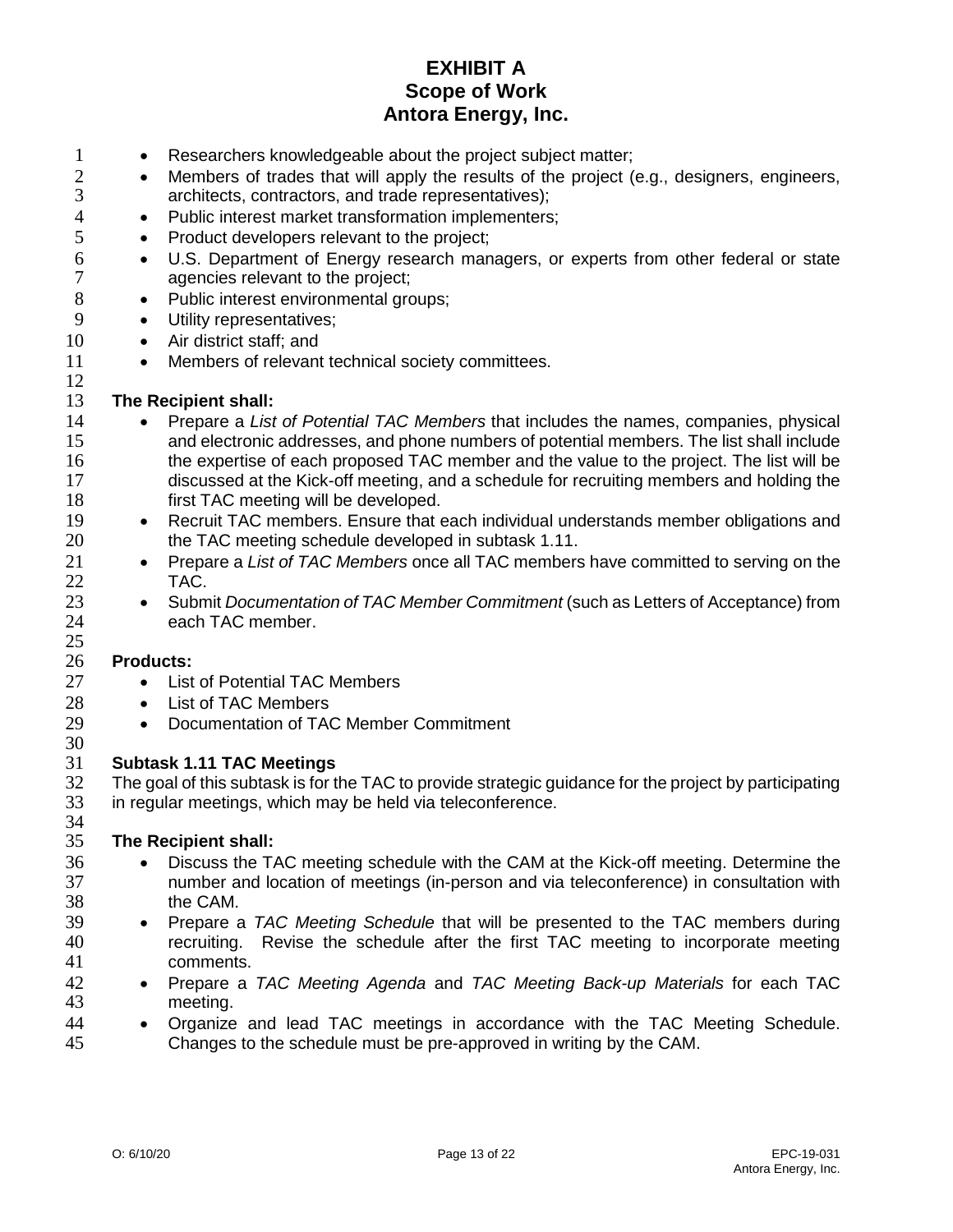- Researchers knowledgeable about the project subject matter;
- Members of trades that will apply the results of the project (e.g., designers, engineers, architects, contractors, and trade representatives);
- Public interest market transformation implementers;
- Product developers relevant to the project;
- U.S. Department of Energy research managers, or experts from other federal or state agencies relevant to the project;
- Public interest environmental groups;
- Utility representatives;
- Air district staff; and
- Members of relevant technical society committees.

**The Recipient shall:**

- Prepare a *List of Potential TAC Members* that includes the names, companies, physical and electronic addresses, and phone numbers of potential members. The list shall include the expertise of each proposed TAC member and the value to the project. The list will be discussed at the Kick-off meeting, and a schedule for recruiting members and holding the first TAC meeting will be developed.
- Recruit TAC members. Ensure that each individual understands member obligations and the TAC meeting schedule developed in subtask 1.11.
- Prepare a *List of TAC Members* once all TAC members have committed to serving on the TAC.
- Submit *Documentation of TAC Member Commitment* (such as Letters of Acceptance) from each TAC member.

**Products:**

- List of Potential TAC Members
- List of TAC Members
- Documentation of TAC Member Commitment

**Subtask 1.11 TAC Meetings**

The goal of this subtask is for the TAC to provide strategic guidance for the project by participating in regular meetings, which may be held via teleconference.

**The Recipient shall:**

- Discuss the TAC meeting schedule with the CAM at the Kick-off meeting. Determine the number and location of meetings (in-person and via teleconference) in consultation with the CAM.
- Prepare a *TAC Meeting Schedule* that will be presented to the TAC members during recruiting. Revise the schedule after the first TAC meeting to incorporate meeting comments.
- Prepare a *TAC Meeting Agenda* and *TAC Meeting Back-up Materials* for each TAC meeting.
- Organize and lead TAC meetings in accordance with the TAC Meeting Schedule. Changes to the schedule must be pre-approved in writing by the CAM.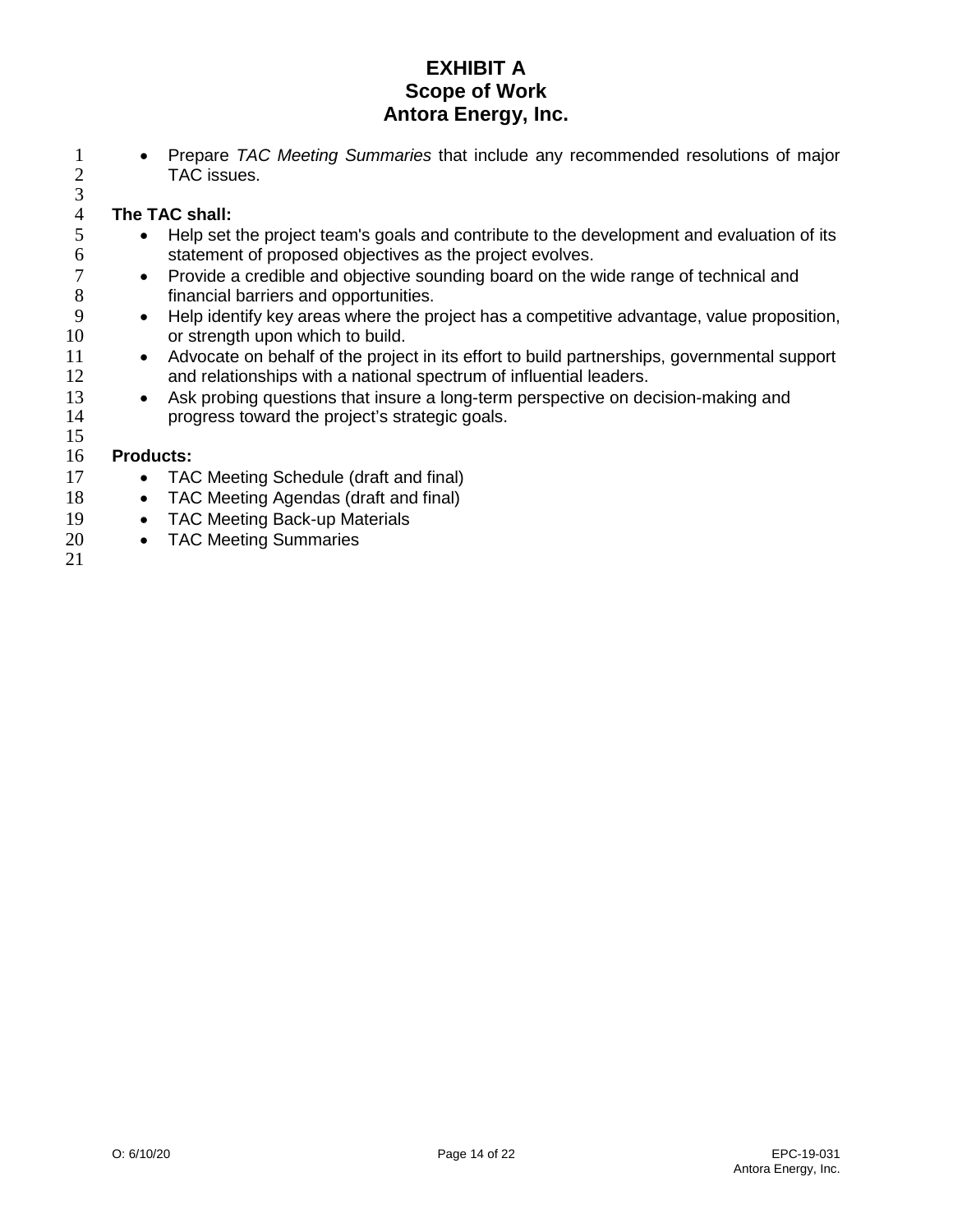- Prepare *TAC Meeting Summaries* that include any recommended resolutions of major TAC issues.

**The TAC shall:**

- Help set the project team's goals and contribute to the development and evaluation of its statement of proposed objectives as the project evolves.
- Provide a credible and objective sounding board on the wide range of technical and financial barriers and opportunities.
- Help identify key areas where the project has a competitive advantage, value proposition, or strength upon which to build.
- Advocate on behalf of the project in its effort to build partnerships, governmental support and relationships with a national spectrum of influential leaders.
- Ask probing questions that insure a long-term perspective on decision-making and progress toward the project's strategic goals.

**Products:**

- TAC Meeting Schedule (draft and final)
- TAC Meeting Agendas (draft and final)
- TAC Meeting Back-up Materials
- TAC Meeting Summaries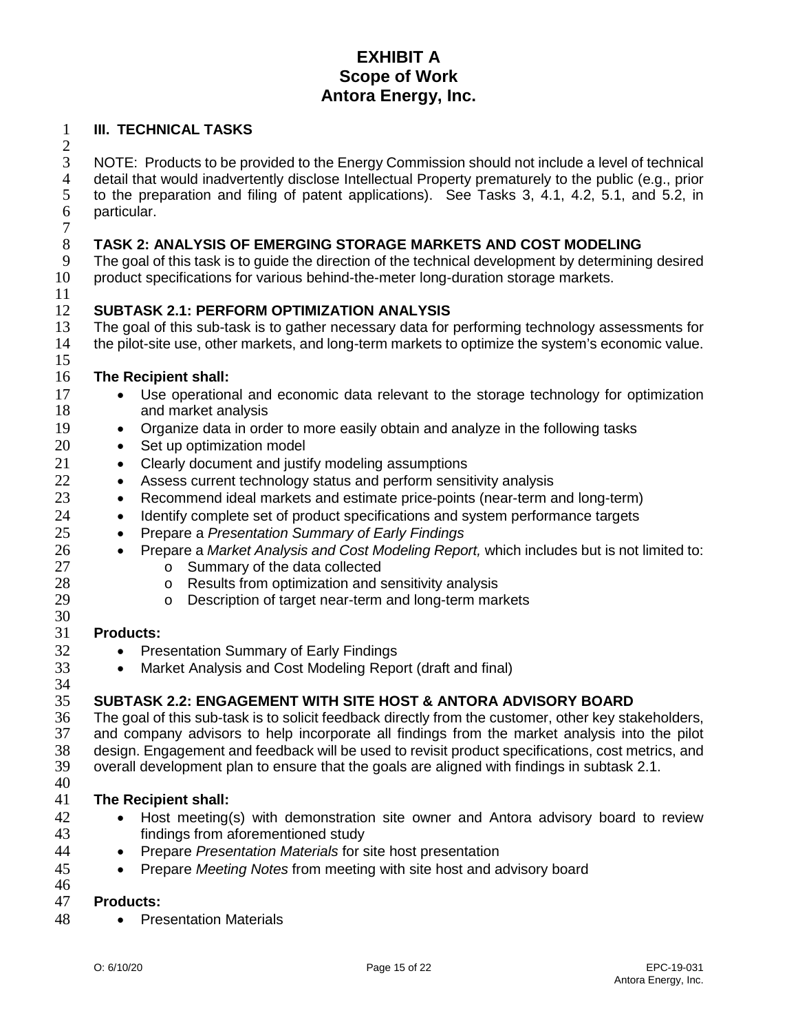# EXHIBIT A
## Scope of Work
## Antora Energy, Inc.

**III. TECHNICAL TASKS**

NOTE: Products to be provided to the Energy Commission should not include a level of technical detail that would inadvertently disclose Intellectual Property prematurely to the public (e.g., prior to the preparation and filing of patent applications). See Tasks 3, 4.1, 4.2, 5.1, and 5.2, in particular.

### TASK 2: ANALYSIS OF EMERGING STORAGE MARKETS AND COST MODELING

The goal of this task is to guide the direction of the technical development by determining desired product specifications for various behind-the-meter long-duration storage markets.

### SUBTASK 2.1: PERFORM OPTIMIZATION ANALYSIS

The goal of this sub-task is to gather necessary data for performing technology assessments for the pilot-site use, other markets, and long-term markets to optimize the system's economic value.

**The Recipient shall:**

- Use operational and economic data relevant to the storage technology for optimization and market analysis
- Organize data in order to more easily obtain and analyze in the following tasks
- Set up optimization model
- Clearly document and justify modeling assumptions
- Assess current technology status and perform sensitivity analysis
- Recommend ideal markets and estimate price-points (near-term and long-term)
- Identify complete set of product specifications and system performance targets
- Prepare a *Presentation Summary of Early Findings*
- Prepare a *Market Analysis and Cost Modeling Report,* which includes but is not limited to:
  - Summary of the data collected
  - Results from optimization and sensitivity analysis
  - Description of target near-term and long-term markets

**Products:**

- Presentation Summary of Early Findings
- Market Analysis and Cost Modeling Report (draft and final)

### SUBTASK 2.2: ENGAGEMENT WITH SITE HOST & ANTORA ADVISORY BOARD

The goal of this sub-task is to solicit feedback directly from the customer, other key stakeholders, and company advisors to help incorporate all findings from the market analysis into the pilot design. Engagement and feedback will be used to revisit product specifications, cost metrics, and overall development plan to ensure that the goals are aligned with findings in subtask 2.1.

**The Recipient shall:**

- Host meeting(s) with demonstration site owner and Antora advisory board to review findings from aforementioned study
- Prepare *Presentation Materials* for site host presentation
- Prepare *Meeting Notes* from meeting with site host and advisory board

**Products:**

- Presentation Materials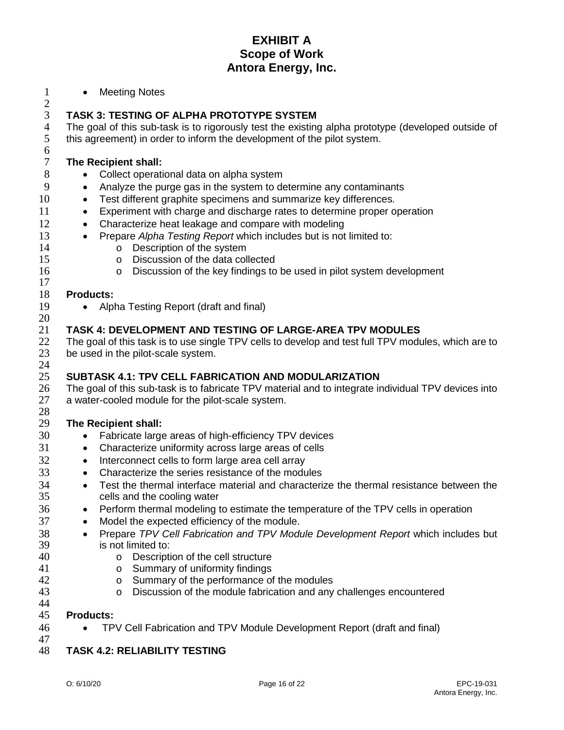- Meeting Notes

## TASK 3: TESTING OF ALPHA PROTOTYPE SYSTEM

The goal of this sub-task is to rigorously test the existing alpha prototype (developed outside of this agreement) in order to inform the development of the pilot system.

**The Recipient shall:**

- Collect operational data on alpha system
- Analyze the purge gas in the system to determine any contaminants
- Test different graphite specimens and summarize key differences.
- Experiment with charge and discharge rates to determine proper operation
- Characterize heat leakage and compare with modeling
- Prepare *Alpha Testing Report* which includes but is not limited to:
  - Description of the system
  - Discussion of the data collected
  - Discussion of the key findings to be used in pilot system development

**Products:**

- Alpha Testing Report (draft and final)

## TASK 4: DEVELOPMENT AND TESTING OF LARGE-AREA TPV MODULES

The goal of this task is to use single TPV cells to develop and test full TPV modules, which are to be used in the pilot-scale system.

### SUBTASK 4.1: TPV CELL FABRICATION AND MODULARIZATION

The goal of this sub-task is to fabricate TPV material and to integrate individual TPV devices into a water-cooled module for the pilot-scale system.

**The Recipient shall:**

- Fabricate large areas of high-efficiency TPV devices
- Characterize uniformity across large areas of cells
- Interconnect cells to form large area cell array
- Characterize the series resistance of the modules
- Test the thermal interface material and characterize the thermal resistance between the cells and the cooling water
- Perform thermal modeling to estimate the temperature of the TPV cells in operation
- Model the expected efficiency of the module.
- Prepare *TPV Cell Fabrication and TPV Module Development Report* which includes but is not limited to:
  - Description of the cell structure
  - Summary of uniformity findings
  - Summary of the performance of the modules
  - Discussion of the module fabrication and any challenges encountered

**Products:**

- TPV Cell Fabrication and TPV Module Development Report (draft and final)

### TASK 4.2: RELIABILITY TESTING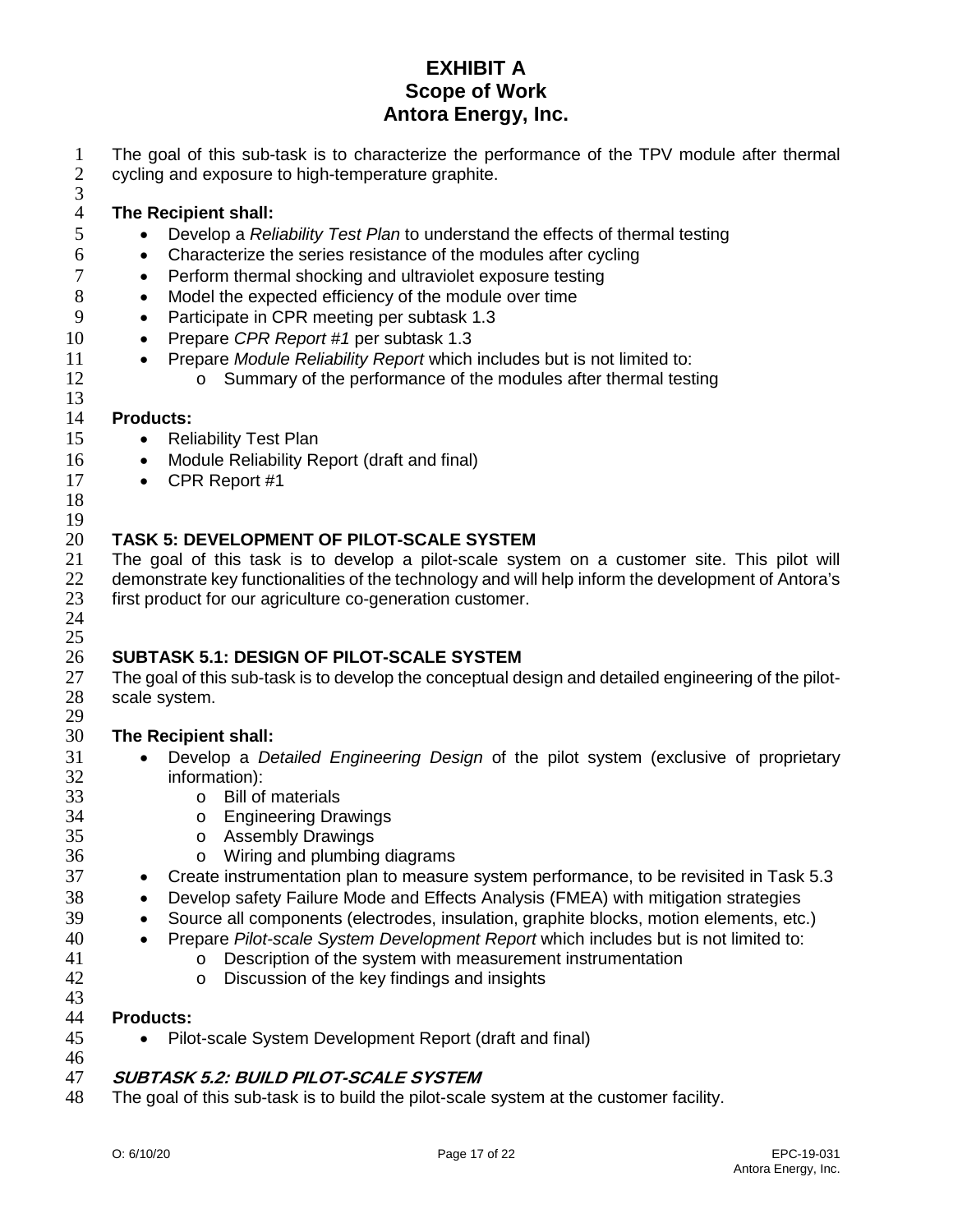The goal of this sub-task is to characterize the performance of the TPV module after thermal cycling and exposure to high-temperature graphite.

**The Recipient shall:**

- Develop a *Reliability Test Plan* to understand the effects of thermal testing
- Characterize the series resistance of the modules after cycling
- Perform thermal shocking and ultraviolet exposure testing
- Model the expected efficiency of the module over time
- Participate in CPR meeting per subtask 1.3
- Prepare *CPR Report #1* per subtask 1.3
- Prepare *Module Reliability Report* which includes but is not limited to:
  - Summary of the performance of the modules after thermal testing

**Products:**

- Reliability Test Plan
- Module Reliability Report (draft and final)
- CPR Report #1

## TASK 5: DEVELOPMENT OF PILOT-SCALE SYSTEM

The goal of this task is to develop a pilot-scale system on a customer site. This pilot will demonstrate key functionalities of the technology and will help inform the development of Antora's first product for our agriculture co-generation customer.

### SUBTASK 5.1: DESIGN OF PILOT-SCALE SYSTEM

The goal of this sub-task is to develop the conceptual design and detailed engineering of the pilot-scale system.

**The Recipient shall:**

- Develop a *Detailed Engineering Design* of the pilot system (exclusive of proprietary information):
  - Bill of materials
  - Engineering Drawings
  - Assembly Drawings
  - Wiring and plumbing diagrams
- Create instrumentation plan to measure system performance, to be revisited in Task 5.3
- Develop safety Failure Mode and Effects Analysis (FMEA) with mitigation strategies
- Source all components (electrodes, insulation, graphite blocks, motion elements, etc.)
- Prepare *Pilot-scale System Development Report* which includes but is not limited to:
  - Description of the system with measurement instrumentation
  - Discussion of the key findings and insights

**Products:**

- Pilot-scale System Development Report (draft and final)

### *SUBTASK 5.2: BUILD PILOT-SCALE SYSTEM*

The goal of this sub-task is to build the pilot-scale system at the customer facility.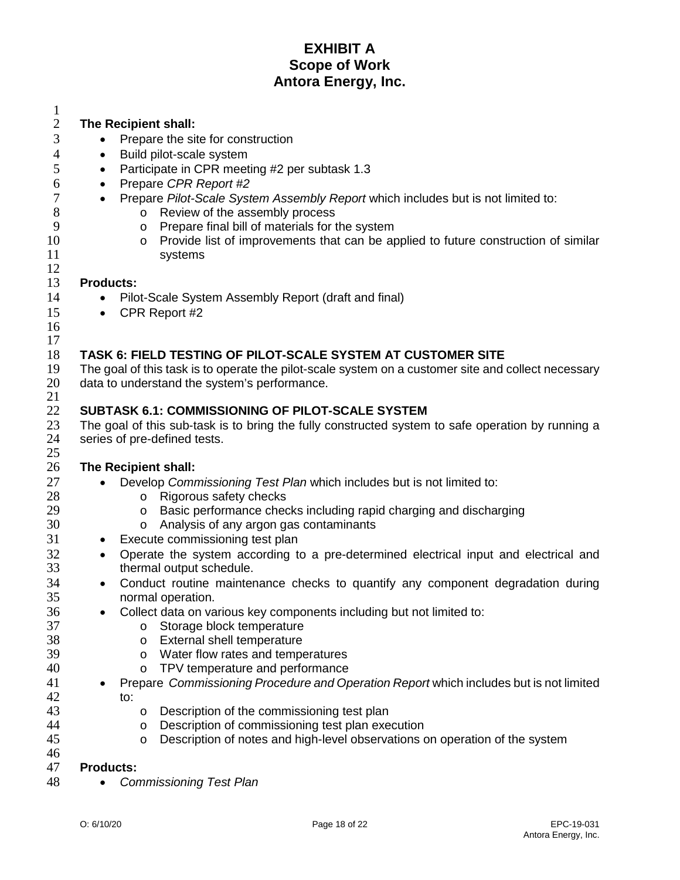**The Recipient shall:**

- Prepare the site for construction
- Build pilot-scale system
- Participate in CPR meeting #2 per subtask 1.3
- Prepare *CPR Report #2*
- Prepare *Pilot-Scale System Assembly Report* which includes but is not limited to:
  - Review of the assembly process
  - Prepare final bill of materials for the system
  - Provide list of improvements that can be applied to future construction of similar systems

**Products:**

- Pilot-Scale System Assembly Report (draft and final)
- CPR Report #2

## TASK 6: FIELD TESTING OF PILOT-SCALE SYSTEM AT CUSTOMER SITE

The goal of this task is to operate the pilot-scale system on a customer site and collect necessary data to understand the system's performance.

### SUBTASK 6.1: COMMISSIONING OF PILOT-SCALE SYSTEM

The goal of this sub-task is to bring the fully constructed system to safe operation by running a series of pre-defined tests.

**The Recipient shall:**

- Develop *Commissioning Test Plan* which includes but is not limited to:
  - Rigorous safety checks
  - Basic performance checks including rapid charging and discharging
  - Analysis of any argon gas contaminants
- Execute commissioning test plan
- Operate the system according to a pre-determined electrical input and electrical and thermal output schedule.
- Conduct routine maintenance checks to quantify any component degradation during normal operation.
- Collect data on various key components including but not limited to:
  - Storage block temperature
  - External shell temperature
  - Water flow rates and temperatures
  - TPV temperature and performance
- Prepare *Commissioning Procedure and Operation Report* which includes but is not limited to:
  - Description of the commissioning test plan
  - Description of commissioning test plan execution
  - Description of notes and high-level observations on operation of the system

**Products:**

- *Commissioning Test Plan*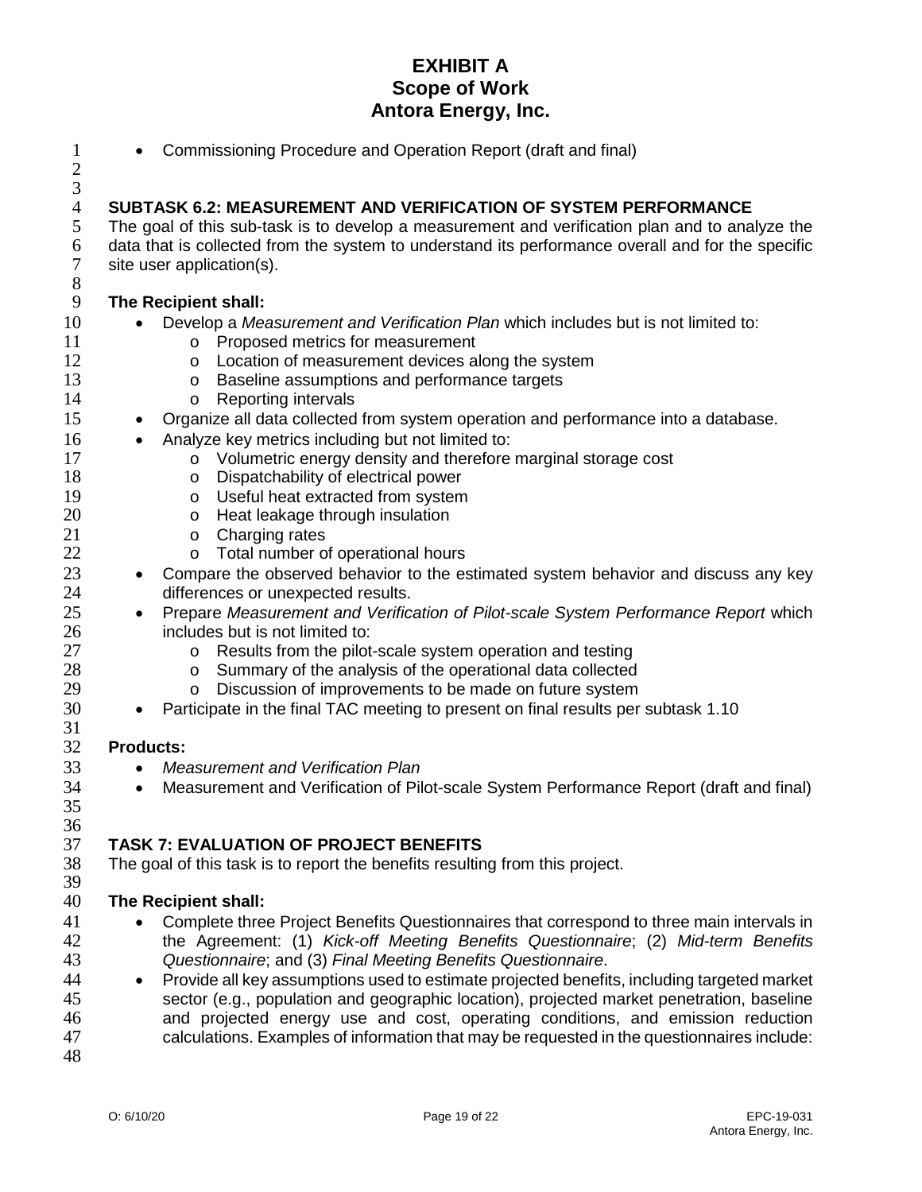- Commissioning Procedure and Operation Report (draft and final)

### SUBTASK 6.2: MEASUREMENT AND VERIFICATION OF SYSTEM PERFORMANCE

The goal of this sub-task is to develop a measurement and verification plan and to analyze the data that is collected from the system to understand its performance overall and for the specific site user application(s).

**The Recipient shall:**

- Develop a *Measurement and Verification Plan* which includes but is not limited to:
  - Proposed metrics for measurement
  - Location of measurement devices along the system
  - Baseline assumptions and performance targets
  - Reporting intervals
- Organize all data collected from system operation and performance into a database.
- Analyze key metrics including but not limited to:
  - Volumetric energy density and therefore marginal storage cost
  - Dispatchability of electrical power
  - Useful heat extracted from system
  - Heat leakage through insulation
  - Charging rates
  - Total number of operational hours
- Compare the observed behavior to the estimated system behavior and discuss any key differences or unexpected results.
- Prepare *Measurement and Verification of Pilot-scale System Performance Report* which includes but is not limited to:
  - Results from the pilot-scale system operation and testing
  - Summary of the analysis of the operational data collected
  - Discussion of improvements to be made on future system
- Participate in the final TAC meeting to present on final results per subtask 1.10

**Products:**

- *Measurement and Verification Plan*
- Measurement and Verification of Pilot-scale System Performance Report (draft and final)

## TASK 7: EVALUATION OF PROJECT BENEFITS

The goal of this task is to report the benefits resulting from this project.

**The Recipient shall:**

- Complete three Project Benefits Questionnaires that correspond to three main intervals in the Agreement: (1) *Kick-off Meeting Benefits Questionnaire*; (2) *Mid-term Benefits Questionnaire*; and (3) *Final Meeting Benefits Questionnaire*.
- Provide all key assumptions used to estimate projected benefits, including targeted market sector (e.g., population and geographic location), projected market penetration, baseline and projected energy use and cost, operating conditions, and emission reduction calculations. Examples of information that may be requested in the questionnaires include: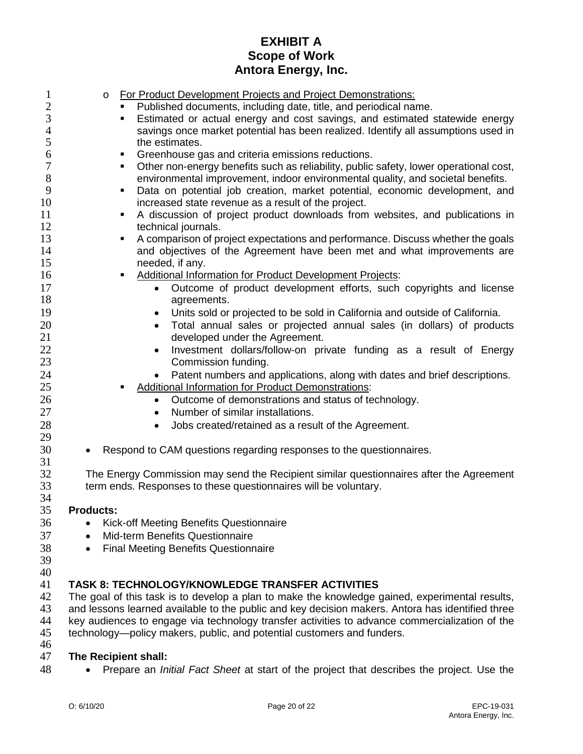- For Product Development Projects and Project Demonstrations:
  - Published documents, including date, title, and periodical name.
  - Estimated or actual energy and cost savings, and estimated statewide energy savings once market potential has been realized. Identify all assumptions used in the estimates.
  - Greenhouse gas and criteria emissions reductions.
  - Other non-energy benefits such as reliability, public safety, lower operational cost, environmental improvement, indoor environmental quality, and societal benefits.
  - Data on potential job creation, market potential, economic development, and increased state revenue as a result of the project.
  - A discussion of project product downloads from websites, and publications in technical journals.
  - A comparison of project expectations and performance. Discuss whether the goals and objectives of the Agreement have been met and what improvements are needed, if any.
  - Additional Information for Product Development Projects:
    - Outcome of product development efforts, such copyrights and license agreements.
    - Units sold or projected to be sold in California and outside of California.
    - Total annual sales or projected annual sales (in dollars) of products developed under the Agreement.
    - Investment dollars/follow-on private funding as a result of Energy Commission funding.
    - Patent numbers and applications, along with dates and brief descriptions.
  - Additional Information for Product Demonstrations:
    - Outcome of demonstrations and status of technology.
    - Number of similar installations.
    - Jobs created/retained as a result of the Agreement.

- Respond to CAM questions regarding responses to the questionnaires.

The Energy Commission may send the Recipient similar questionnaires after the Agreement term ends. Responses to these questionnaires will be voluntary.

**Products:**

- Kick-off Meeting Benefits Questionnaire
- Mid-term Benefits Questionnaire
- Final Meeting Benefits Questionnaire

## TASK 8: TECHNOLOGY/KNOWLEDGE TRANSFER ACTIVITIES

The goal of this task is to develop a plan to make the knowledge gained, experimental results, and lessons learned available to the public and key decision makers. Antora has identified three key audiences to engage via technology transfer activities to advance commercialization of the technology—policy makers, public, and potential customers and funders.

**The Recipient shall:**

- Prepare an *Initial Fact Sheet* at start of the project that describes the project. Use the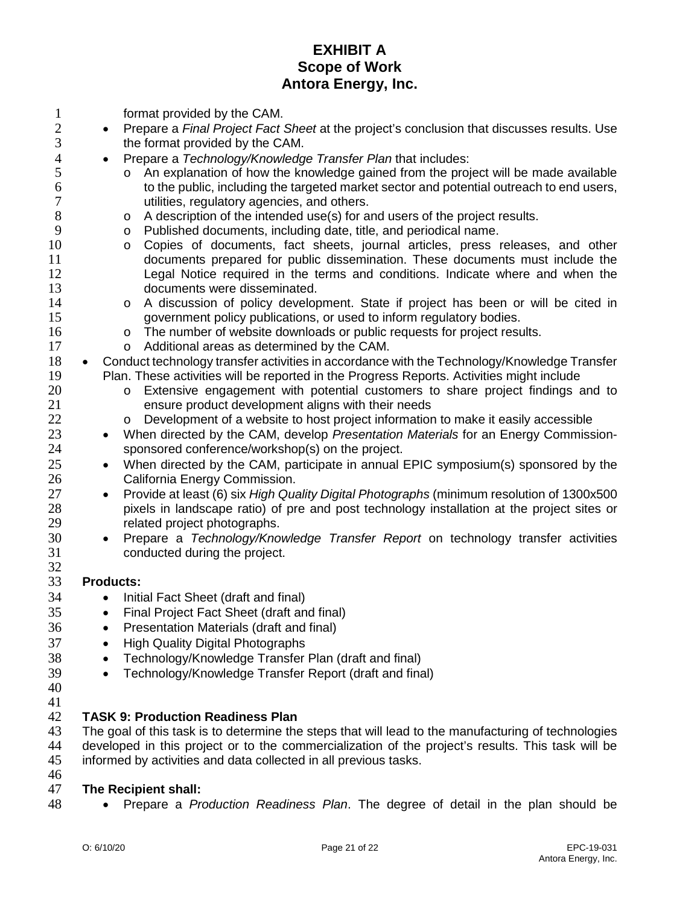format provided by the CAM.

- Prepare a *Final Project Fact Sheet* at the project's conclusion that discusses results. Use the format provided by the CAM.
- Prepare a *Technology/Knowledge Transfer Plan* that includes:
    - An explanation of how the knowledge gained from the project will be made available to the public, including the targeted market sector and potential outreach to end users, utilities, regulatory agencies, and others.
    - A description of the intended use(s) for and users of the project results.
    - Published documents, including date, title, and periodical name.
    - Copies of documents, fact sheets, journal articles, press releases, and other documents prepared for public dissemination. These documents must include the Legal Notice required in the terms and conditions. Indicate where and when the documents were disseminated.
    - A discussion of policy development. State if project has been or will be cited in government policy publications, or used to inform regulatory bodies.
    - The number of website downloads or public requests for project results.
    - Additional areas as determined by the CAM.
- Conduct technology transfer activities in accordance with the Technology/Knowledge Transfer Plan. These activities will be reported in the Progress Reports. Activities might include
    - Extensive engagement with potential customers to share project findings and to ensure product development aligns with their needs
    - Development of a website to host project information to make it easily accessible
- When directed by the CAM, develop *Presentation Materials* for an Energy Commission-sponsored conference/workshop(s) on the project.
- When directed by the CAM, participate in annual EPIC symposium(s) sponsored by the California Energy Commission.
- Provide at least (6) six *High Quality Digital Photographs* (minimum resolution of 1300x500 pixels in landscape ratio) of pre and post technology installation at the project sites or related project photographs.
- Prepare a *Technology/Knowledge Transfer Report* on technology transfer activities conducted during the project.

**Products:**

- Initial Fact Sheet (draft and final)
- Final Project Fact Sheet (draft and final)
- Presentation Materials (draft and final)
- High Quality Digital Photographs
- Technology/Knowledge Transfer Plan (draft and final)
- Technology/Knowledge Transfer Report (draft and final)

**TASK 9: Production Readiness Plan**

The goal of this task is to determine the steps that will lead to the manufacturing of technologies developed in this project or to the commercialization of the project's results. This task will be informed by activities and data collected in all previous tasks.

**The Recipient shall:**

- Prepare a *Production Readiness Plan*. The degree of detail in the plan should be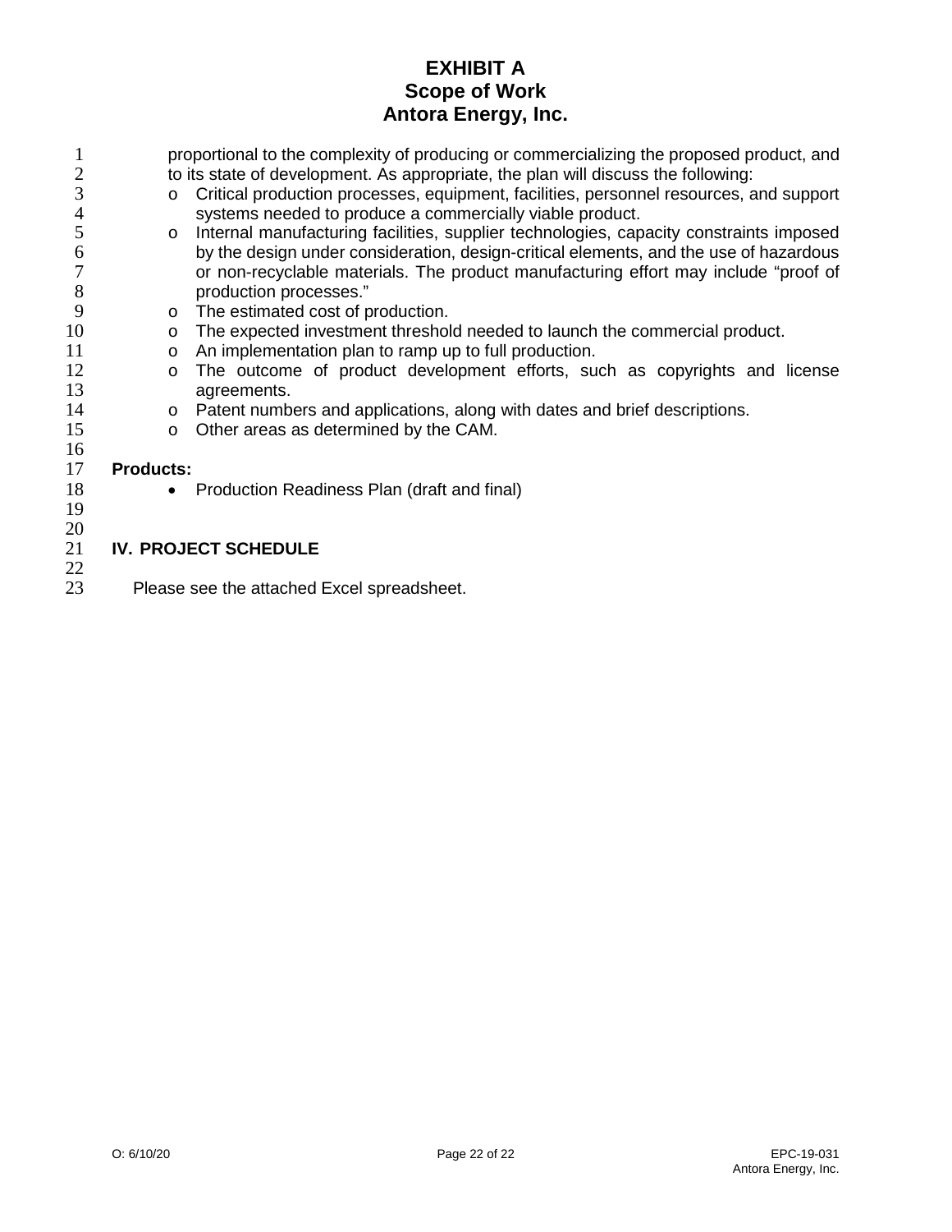proportional to the complexity of producing or commercializing the proposed product, and to its state of development. As appropriate, the plan will discuss the following:

- o Critical production processes, equipment, facilities, personnel resources, and support systems needed to produce a commercially viable product.
- o Internal manufacturing facilities, supplier technologies, capacity constraints imposed by the design under consideration, design-critical elements, and the use of hazardous or non-recyclable materials. The product manufacturing effort may include "proof of production processes."
- o The estimated cost of production.
- o The expected investment threshold needed to launch the commercial product.
- o An implementation plan to ramp up to full production.
- o The outcome of product development efforts, such as copyrights and license agreements.
- o Patent numbers and applications, along with dates and brief descriptions.
- o Other areas as determined by the CAM.

**Products:**

- Production Readiness Plan (draft and final)

## IV. PROJECT SCHEDULE

Please see the attached Excel spreadsheet.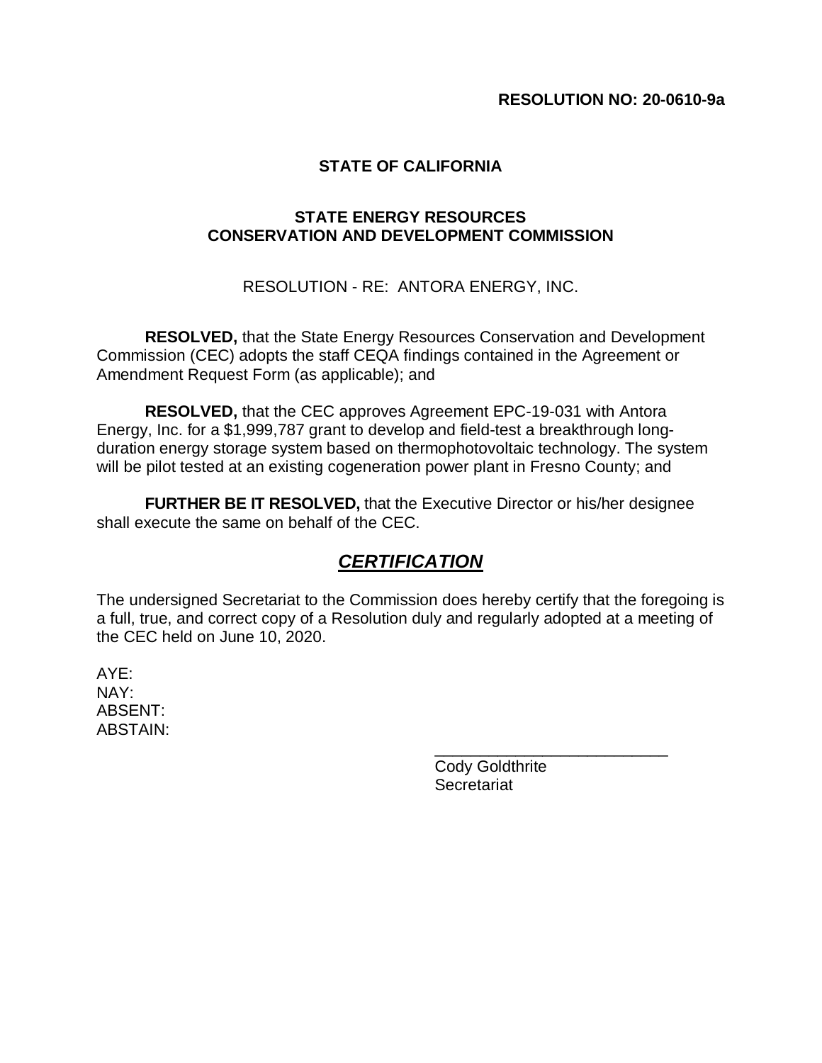**RESOLUTION NO: 20-0610-9a**

**STATE OF CALIFORNIA**

**STATE ENERGY RESOURCES CONSERVATION AND DEVELOPMENT COMMISSION**

RESOLUTION - RE: ANTORA ENERGY, INC.

**RESOLVED,** that the State Energy Resources Conservation and Development Commission (CEC) adopts the staff CEQA findings contained in the Agreement or Amendment Request Form (as applicable); and

**RESOLVED,** that the CEC approves Agreement EPC-19-031 with Antora Energy, Inc. for a $1,999,787 grant to develop and field-test a breakthrough long-duration energy storage system based on thermophotovoltaic technology. The system will be pilot tested at an existing cogeneration power plant in Fresno County; and

**FURTHER BE IT RESOLVED,** that the Executive Director or his/her designee shall execute the same on behalf of the CEC.

## ***CERTIFICATION***

The undersigned Secretariat to the Commission does hereby certify that the foregoing is a full, true, and correct copy of a Resolution duly and regularly adopted at a meeting of the CEC held on June 10, 2020.

AYE:
NAY:
ABSENT:
ABSTAIN:

___________________________
Cody Goldthrite
Secretariat